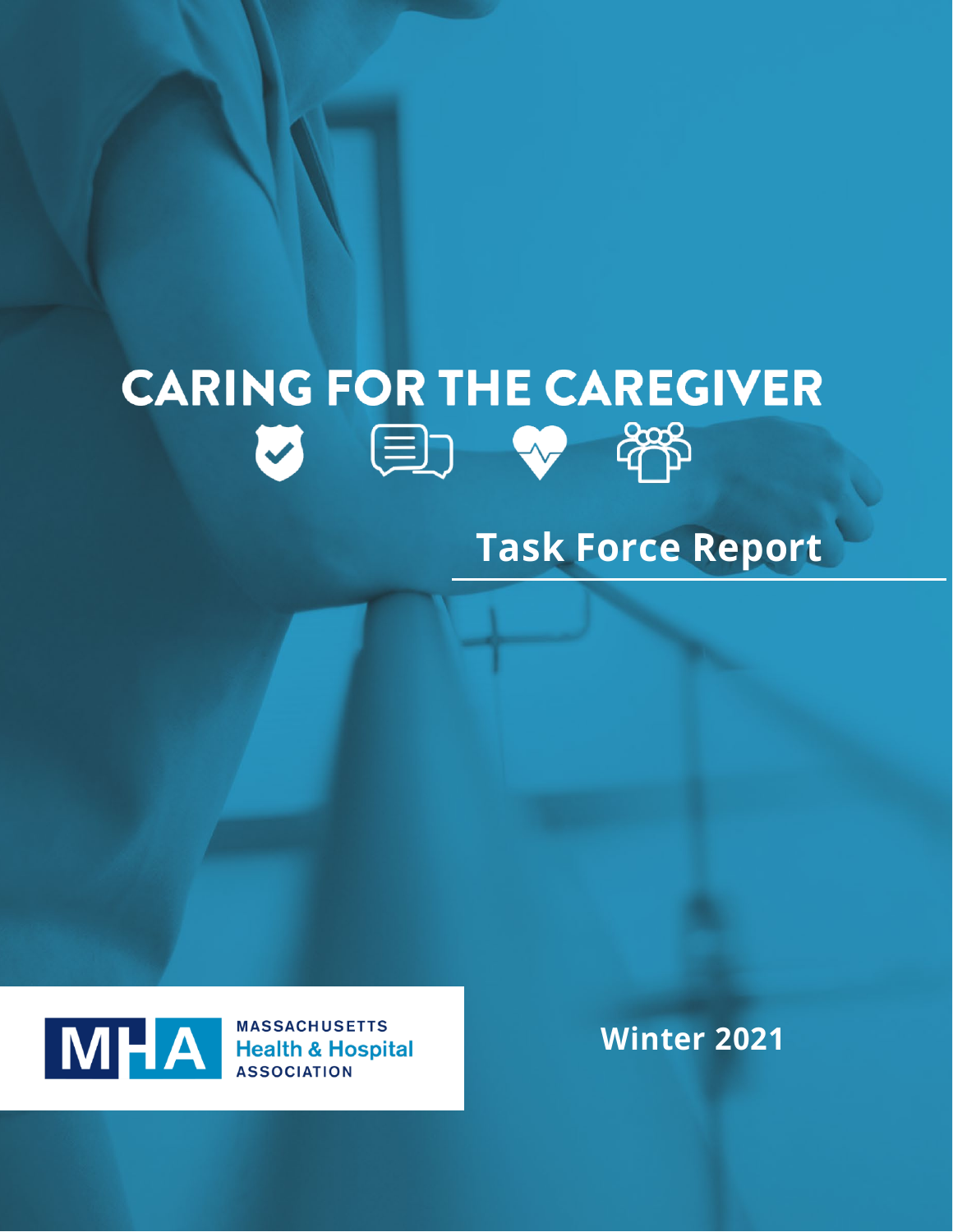# CARING FOR THE CAREGIVER

## Task Force Report

MASSACHUSETTS Health & Hospital ASSOCIATION

Winter 2021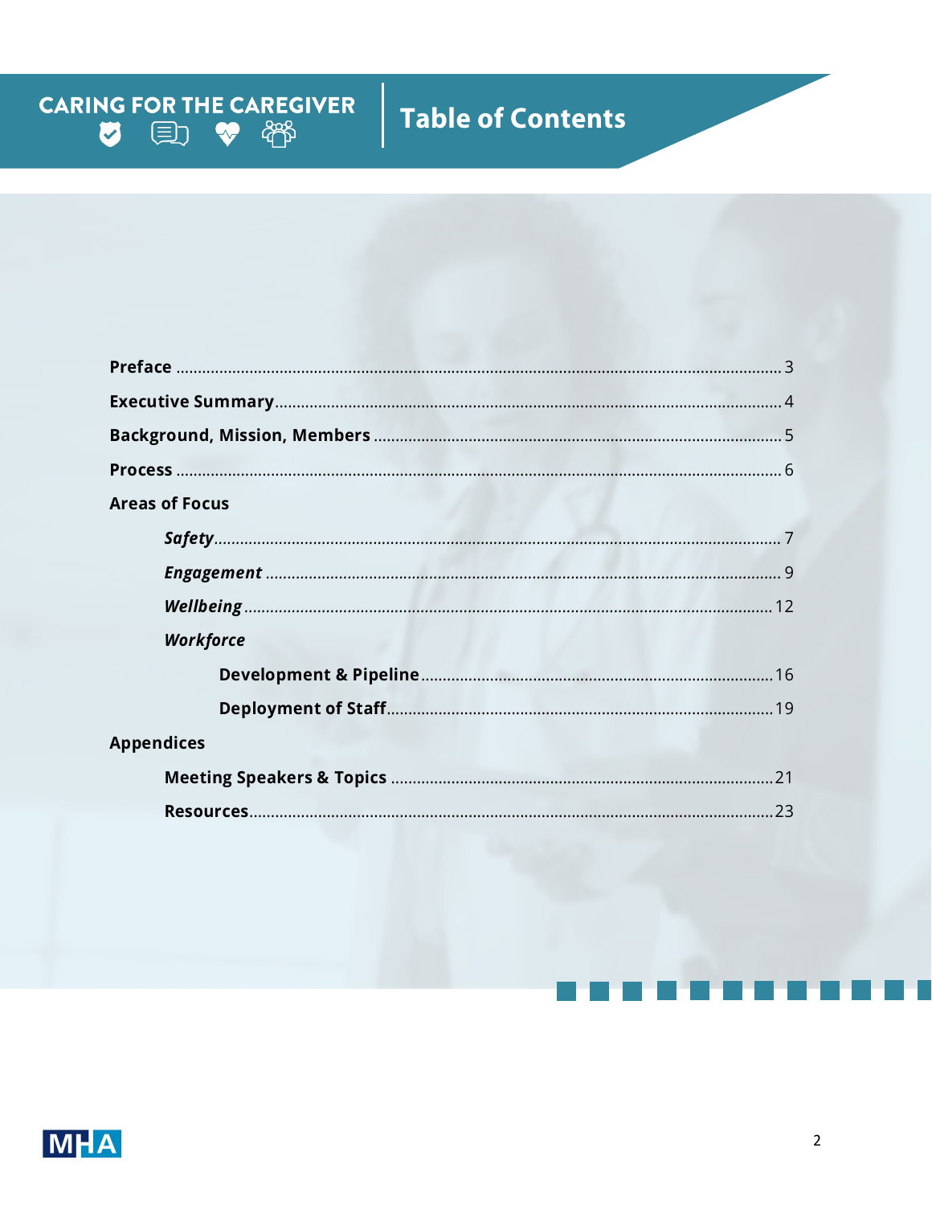# Table of Contents

**Preserface**

CARING FOR THE CAREGIVER

# Table of Contents

**Preface** ........................................................ 3

**Executive Summary** ........................................................ 4

**Background, Mission, Members** ........................................................ 5

**Process** ........................................................ 6

**Areas of Focus**

- ***Safety*** ........................................................ 7
- ***Engagement*** ........................................................ 9
- ***Wellbeing*** ........................................................ 12
- ***Workforce***
  - **Development & Pipeline** ........................................................ 16
  - **Deployment of Staff** ........................................................ 19

**Appendices**

- **Meeting Speakers & Topics** ........................................................ 21
- **Resources** ........................................................ 23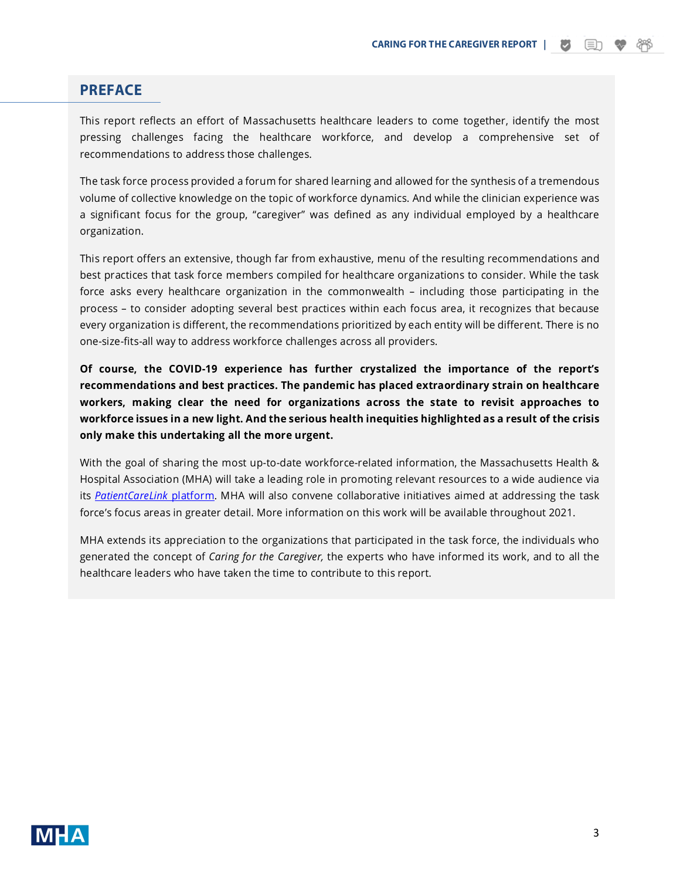## PREFACE

This report reflects an effort of Massachusetts healthcare leaders to come together, identify the most pressing challenges facing the healthcare workforce, and develop a comprehensive set of recommendations to address those challenges.

The task force process provided a forum for shared learning and allowed for the synthesis of a tremendous volume of collective knowledge on the topic of workforce dynamics. And while the clinician experience was a significant focus for the group, "caregiver" was defined as any individual employed by a healthcare organization.

This report offers an extensive, though far from exhaustive, menu of the resulting recommendations and best practices that task force members compiled for healthcare organizations to consider. While the task force asks every healthcare organization in the commonwealth – including those participating in the process – to consider adopting several best practices within each focus area, it recognizes that because every organization is different, the recommendations prioritized by each entity will be different. There is no one-size-fits-all way to address workforce challenges across all providers.

**Of course, the COVID-19 experience has further crystalized the importance of the report's recommendations and best practices. The pandemic has placed extraordinary strain on healthcare workers, making clear the need for organizations across the state to revisit approaches to workforce issues in a new light. And the serious health inequities highlighted as a result of the crisis only make this undertaking all the more urgent.**

With the goal of sharing the most up-to-date workforce-related information, the Massachusetts Health & Hospital Association (MHA) will take a leading role in promoting relevant resources to a wide audience via its *PatientCareLink* platform. MHA will also convene collaborative initiatives aimed at addressing the task force's focus areas in greater detail. More information on this work will be available throughout 2021.

MHA extends its appreciation to the organizations that participated in the task force, the individuals who generated the concept of *Caring for the Caregiver,* the experts who have informed its work, and to all the healthcare leaders who have taken the time to contribute to this report.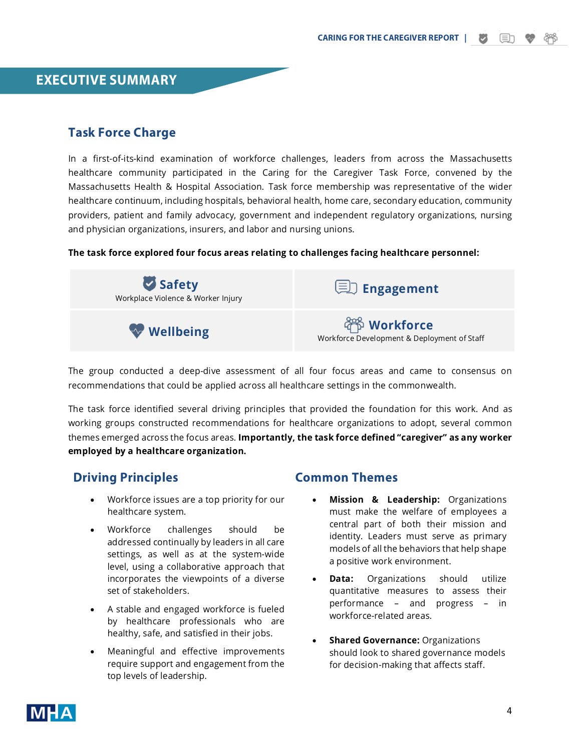# EXECUTIVE SUMMARY

## Task Force Charge

In a first-of-its-kind examination of workforce challenges, leaders from across the Massachusetts healthcare community participated in the Caring for the Caregiver Task Force, convened by the Massachusetts Health & Hospital Association. Task force membership was representative of the wider healthcare continuum, including hospitals, behavioral health, home care, secondary education, community providers, patient and family advocacy, government and independent regulatory organizations, nursing and physician organizations, insurers, and labor and nursing unions.

**The task force explored four focus areas relating to challenges facing healthcare personnel:**

| | |
|---|---|
| **Safety** Workplace Violence & Worker Injury | **Engagement** |
| **Wellbeing** | **Workforce** Workforce Development & Deployment of Staff |

The group conducted a deep-dive assessment of all four focus areas and came to consensus on recommendations that could be applied across all healthcare settings in the commonwealth.

The task force identified several driving principles that provided the foundation for this work. And as working groups constructed recommendations for healthcare organizations to adopt, several common themes emerged across the focus areas. **Importantly, the task force defined "caregiver" as any worker employed by a healthcare organization.**

## Driving Principles

- Workforce issues are a top priority for our healthcare system.
- Workforce challenges should be addressed continually by leaders in all care settings, as well as at the system-wide level, using a collaborative approach that incorporates the viewpoints of a diverse set of stakeholders.
- A stable and engaged workforce is fueled by healthcare professionals who are healthy, safe, and satisfied in their jobs.
- Meaningful and effective improvements require support and engagement from the top levels of leadership.

## Common Themes

- **Mission & Leadership:** Organizations must make the welfare of employees a central part of both their mission and identity. Leaders must serve as primary models of all the behaviors that help shape a positive work environment.
- **Data:** Organizations should utilize quantitative measures to assess their performance – and progress – in workforce-related areas.
- **Shared Governance:** Organizations should look to shared governance models for decision-making that affects staff.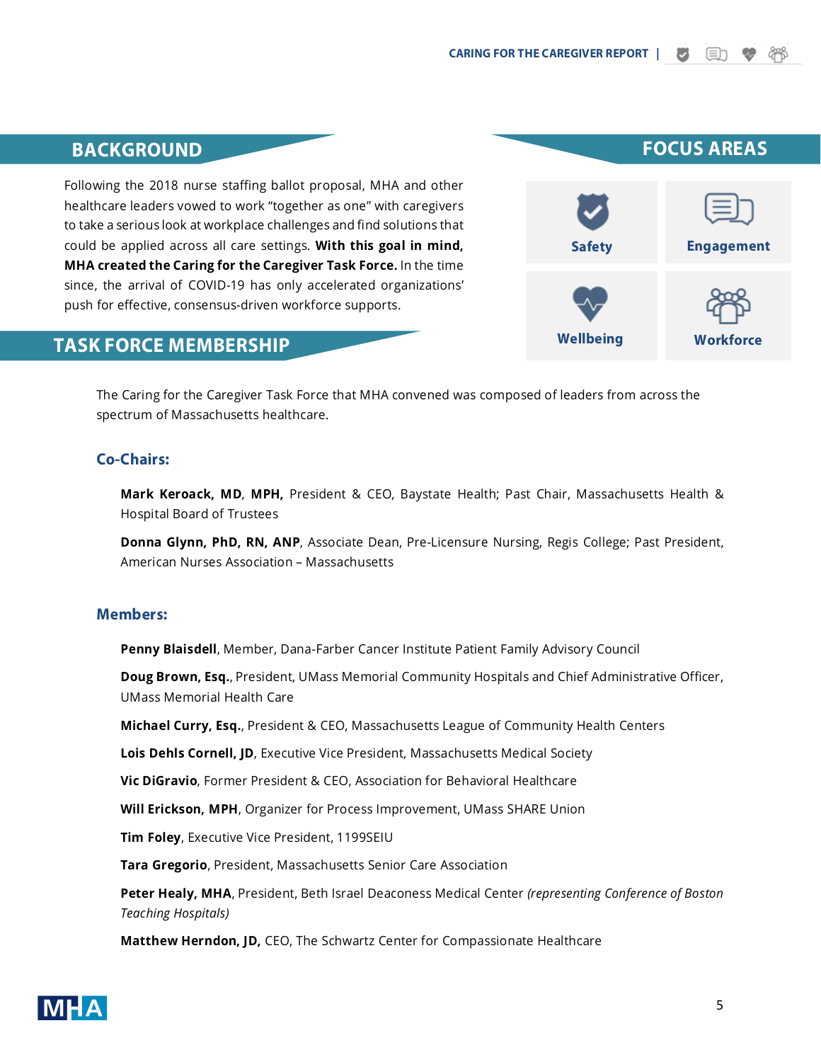## BACKGROUND

Following the 2018 nurse staffing ballot proposal, MHA and other healthcare leaders vowed to work "together as one" with caregivers to take a serious look at workplace challenges and find solutions that could be applied across all care settings. **With this goal in mind, MHA created the Caring for the Caregiver Task Force.** In the time since, the arrival of COVID-19 has only accelerated organizations' push for effective, consensus-driven workforce supports.

## FOCUS AREAS

- Safety
- Engagement
- Wellbeing
- Workforce

## TASK FORCE MEMBERSHIP

The Caring for the Caregiver Task Force that MHA convened was composed of leaders from across the spectrum of Massachusetts healthcare.

### Co-Chairs:

**Mark Keroack, MD, MPH,** President & CEO, Baystate Health; Past Chair, Massachusetts Health & Hospital Board of Trustees

**Donna Glynn, PhD, RN, ANP**, Associate Dean, Pre-Licensure Nursing, Regis College; Past President, American Nurses Association – Massachusetts

### Members:

**Penny Blaisdell**, Member, Dana-Farber Cancer Institute Patient Family Advisory Council

**Doug Brown, Esq.**, President, UMass Memorial Community Hospitals and Chief Administrative Officer, UMass Memorial Health Care

**Michael Curry, Esq.**, President & CEO, Massachusetts League of Community Health Centers

**Lois Dehls Cornell, JD**, Executive Vice President, Massachusetts Medical Society

**Vic DiGravio**, Former President & CEO, Association for Behavioral Healthcare

**Will Erickson, MPH**, Organizer for Process Improvement, UMass SHARE Union

**Tim Foley**, Executive Vice President, 1199SEIU

**Tara Gregorio**, President, Massachusetts Senior Care Association

**Peter Healy, MHA**, President, Beth Israel Deaconess Medical Center *(representing Conference of Boston Teaching Hospitals)*

**Matthew Herndon, JD,** CEO, The Schwartz Center for Compassionate Healthcare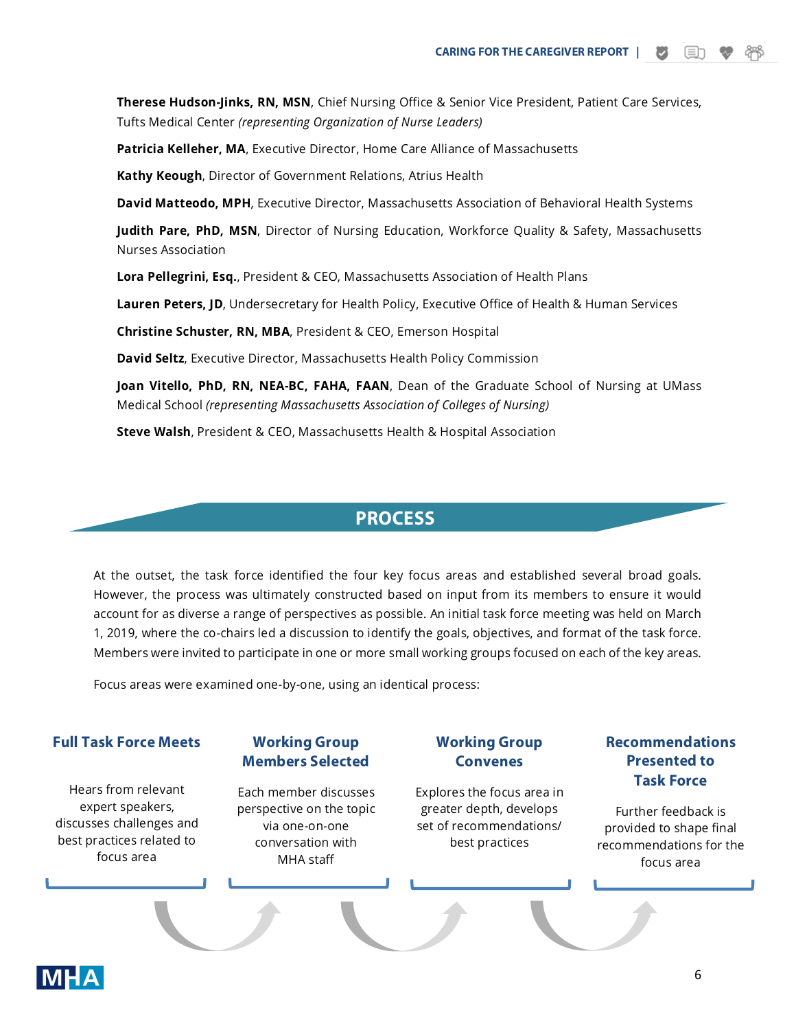**Therese Hudson-Jinks, RN, MSN**, Chief Nursing Office & Senior Vice President, Patient Care Services, Tufts Medical Center *(representing Organization of Nurse Leaders)*

**Patricia Kelleher, MA**, Executive Director, Home Care Alliance of Massachusetts

**Kathy Keough**, Director of Government Relations, Atrius Health

**David Matteodo, MPH**, Executive Director, Massachusetts Association of Behavioral Health Systems

**Judith Pare, PhD, MSN**, Director of Nursing Education, Workforce Quality & Safety, Massachusetts Nurses Association

**Lora Pellegrini, Esq.**, President & CEO, Massachusetts Association of Health Plans

**Lauren Peters, JD**, Undersecretary for Health Policy, Executive Office of Health & Human Services

**Christine Schuster, RN, MBA**, President & CEO, Emerson Hospital

**David Seltz**, Executive Director, Massachusetts Health Policy Commission

**Joan Vitello, PhD, RN, NEA-BC, FAHA, FAAN**, Dean of the Graduate School of Nursing at UMass Medical School *(representing Massachusetts Association of Colleges of Nursing)*

**Steve Walsh**, President & CEO, Massachusetts Health & Hospital Association

## PROCESS

At the outset, the task force identified the four key focus areas and established several broad goals. However, the process was ultimately constructed based on input from its members to ensure it would account for as diverse a range of perspectives as possible. An initial task force meeting was held on March 1, 2019, where the co-chairs led a discussion to identify the goals, objectives, and format of the task force. Members were invited to participate in one or more small working groups focused on each of the key areas.

Focus areas were examined one-by-one, using an identical process:

**Full Task Force Meets**

Hears from relevant expert speakers, discusses challenges and best practices related to focus area

**Working Group Members Selected**

Each member discusses perspective on the topic via one-on-one conversation with MHA staff

**Working Group Convenes**

Explores the focus area in greater depth, develops set of recommendations/ best practices

**Recommendations Presented to Task Force**

Further feedback is provided to shape final recommendations for the focus area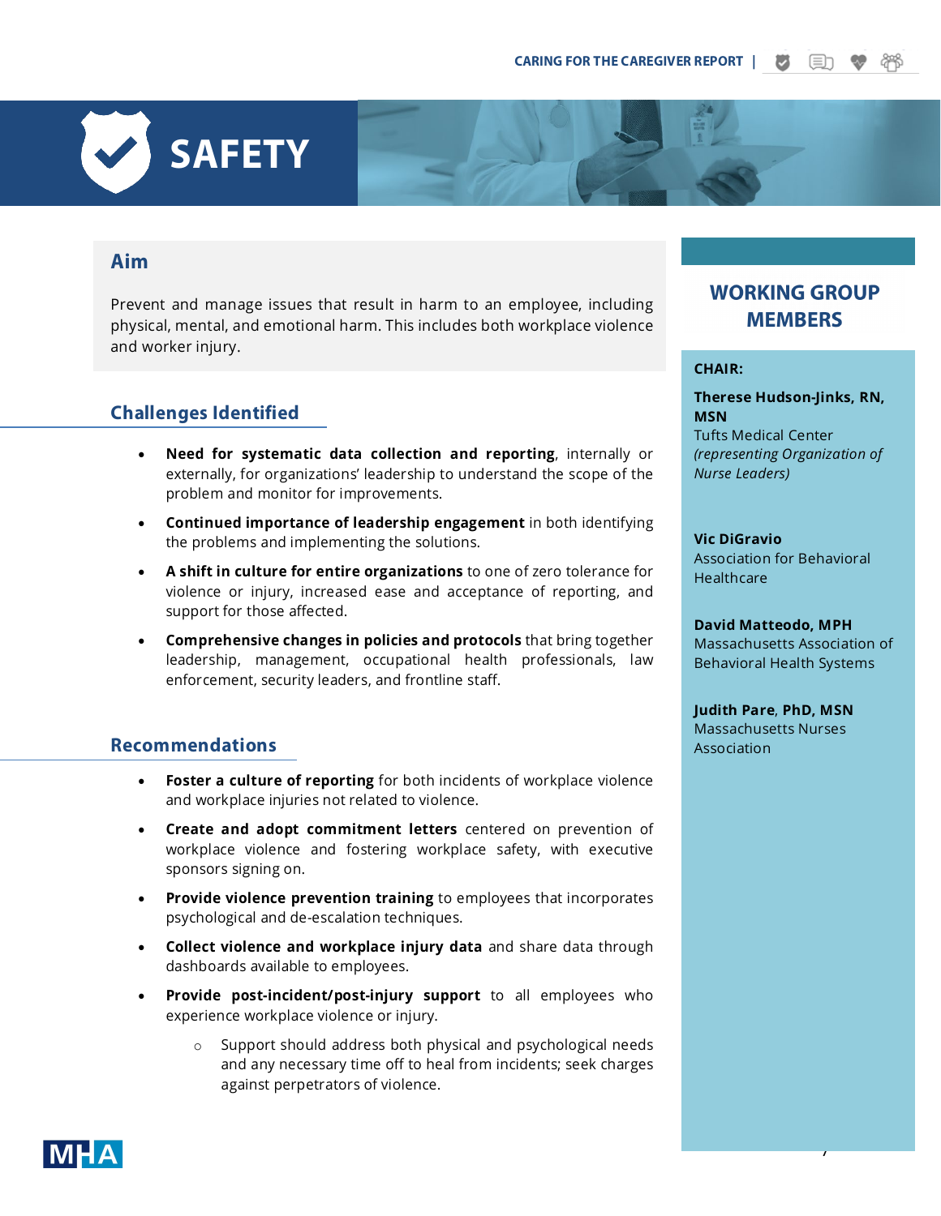# SAFETY

## Aim

Prevent and manage issues that result in harm to an employee, including physical, mental, and emotional harm. This includes both workplace violence and worker injury.

## Challenges Identified

- **Need for systematic data collection and reporting**, internally or externally, for organizations' leadership to understand the scope of the problem and monitor for improvements.
- **Continued importance of leadership engagement** in both identifying the problems and implementing the solutions.
- **A shift in culture for entire organizations** to one of zero tolerance for violence or injury, increased ease and acceptance of reporting, and support for those affected.
- **Comprehensive changes in policies and protocols** that bring together leadership, management, occupational health professionals, law enforcement, security leaders, and frontline staff.

## Recommendations

- **Foster a culture of reporting** for both incidents of workplace violence and workplace injuries not related to violence.
- **Create and adopt commitment letters** centered on prevention of workplace violence and fostering workplace safety, with executive sponsors signing on.
- **Provide violence prevention training** to employees that incorporates psychological and de-escalation techniques.
- **Collect violence and workplace injury data** and share data through dashboards available to employees.
- **Provide post-incident/post-injury support** to all employees who experience workplace violence or injury.
  - Support should address both physical and psychological needs and any necessary time off to heal from incidents; seek charges against perpetrators of violence.

## WORKING GROUP MEMBERS

**CHAIR:**

**Therese Hudson-Jinks, RN, MSN**
Tufts Medical Center
*(representing Organization of Nurse Leaders)*

**Vic DiGravio**
Association for Behavioral Healthcare

**David Matteodo, MPH**
Massachusetts Association of Behavioral Health Systems

**Judith Pare, PhD, MSN**
Massachusetts Nurses Association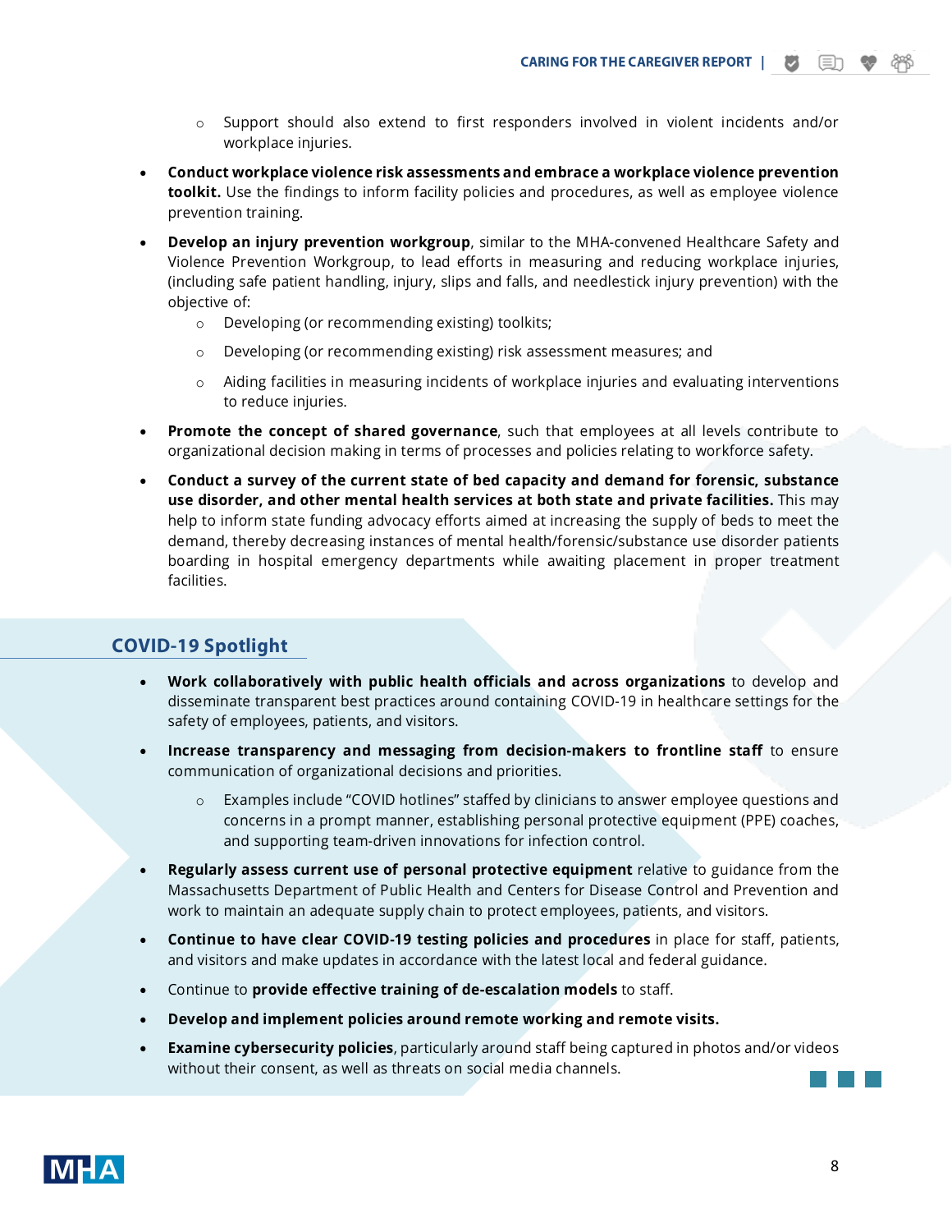- Support should also extend to first responders involved in violent incidents and/or workplace injuries.

- **Conduct workplace violence risk assessments and embrace a workplace violence prevention toolkit.** Use the findings to inform facility policies and procedures, as well as employee violence prevention training.
- **Develop an injury prevention workgroup**, similar to the MHA-convened Healthcare Safety and Violence Prevention Workgroup, to lead efforts in measuring and reducing workplace injuries, (including safe patient handling, injury, slips and falls, and needlestick injury prevention) with the objective of:
  - Developing (or recommending existing) toolkits;
  - Developing (or recommending existing) risk assessment measures; and
  - Aiding facilities in measuring incidents of workplace injuries and evaluating interventions to reduce injuries.
- **Promote the concept of shared governance**, such that employees at all levels contribute to organizational decision making in terms of processes and policies relating to workforce safety.
- **Conduct a survey of the current state of bed capacity and demand for forensic, substance use disorder, and other mental health services at both state and private facilities.** This may help to inform state funding advocacy efforts aimed at increasing the supply of beds to meet the demand, thereby decreasing instances of mental health/forensic/substance use disorder patients boarding in hospital emergency departments while awaiting placement in proper treatment facilities.

## COVID-19 Spotlight

- **Work collaboratively with public health officials and across organizations** to develop and disseminate transparent best practices around containing COVID-19 in healthcare settings for the safety of employees, patients, and visitors.
- **Increase transparency and messaging from decision-makers to frontline staff** to ensure communication of organizational decisions and priorities.
  - Examples include "COVID hotlines" staffed by clinicians to answer employee questions and concerns in a prompt manner, establishing personal protective equipment (PPE) coaches, and supporting team-driven innovations for infection control.
- **Regularly assess current use of personal protective equipment** relative to guidance from the Massachusetts Department of Public Health and Centers for Disease Control and Prevention and work to maintain an adequate supply chain to protect employees, patients, and visitors.
- **Continue to have clear COVID-19 testing policies and procedures** in place for staff, patients, and visitors and make updates in accordance with the latest local and federal guidance.
- Continue to **provide effective training of de-escalation models** to staff.
- **Develop and implement policies around remote working and remote visits.**
- **Examine cybersecurity policies**, particularly around staff being captured in photos and/or videos without their consent, as well as threats on social media channels.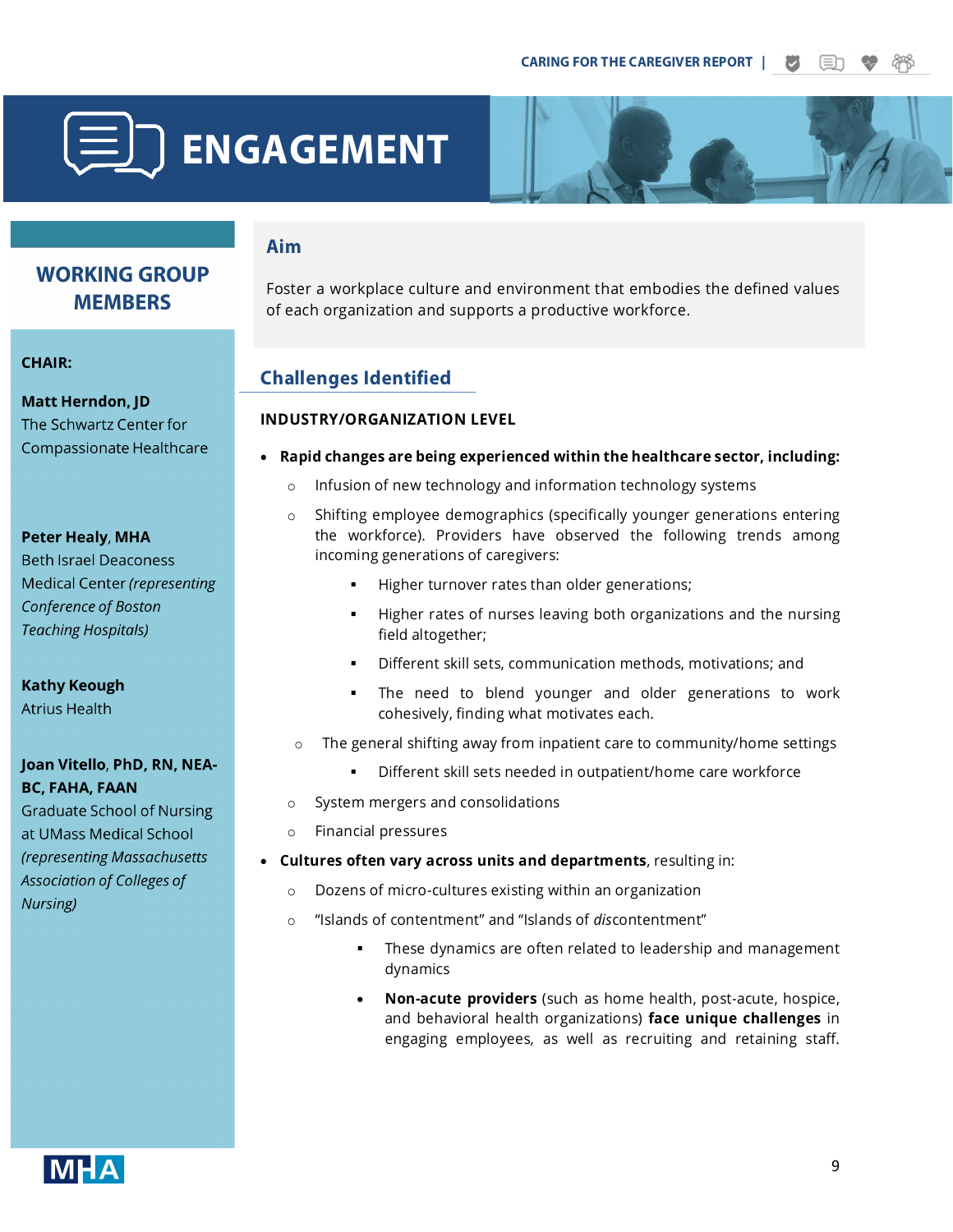# ENGAGEMENT

## WORKING GROUP MEMBERS

**CHAIR:**

**Matt Herndon, JD**
The Schwartz Center for Compassionate Healthcare

**Peter Healy, MHA**
Beth Israel Deaconess Medical Center *(representing Conference of Boston Teaching Hospitals)*

**Kathy Keough**
Atrius Health

**Joan Vitello, PhD, RN, NEA-BC, FAHA, FAAN**
Graduate School of Nursing at UMass Medical School *(representing Massachusetts Association of Colleges of Nursing)*

## Aim

Foster a workplace culture and environment that embodies the defined values of each organization and supports a productive workforce.

## Challenges Identified

**INDUSTRY/ORGANIZATION LEVEL**

- **Rapid changes are being experienced within the healthcare sector, including:**
  - Infusion of new technology and information technology systems
  - Shifting employee demographics (specifically younger generations entering the workforce). Providers have observed the following trends among incoming generations of caregivers:
    - Higher turnover rates than older generations;
    - Higher rates of nurses leaving both organizations and the nursing field altogether;
    - Different skill sets, communication methods, motivations; and
    - The need to blend younger and older generations to work cohesively, finding what motivates each.
  - The general shifting away from inpatient care to community/home settings
    - Different skill sets needed in outpatient/home care workforce
  - System mergers and consolidations
  - Financial pressures
- **Cultures often vary across units and departments**, resulting in:
  - Dozens of micro-cultures existing within an organization
  - “Islands of contentment” and “Islands of *dis*contentment”
    - These dynamics are often related to leadership and management dynamics
    - **Non-acute providers** (such as home health, post-acute, hospice, and behavioral health organizations) **face unique challenges** in engaging employees, as well as recruiting and retaining staff.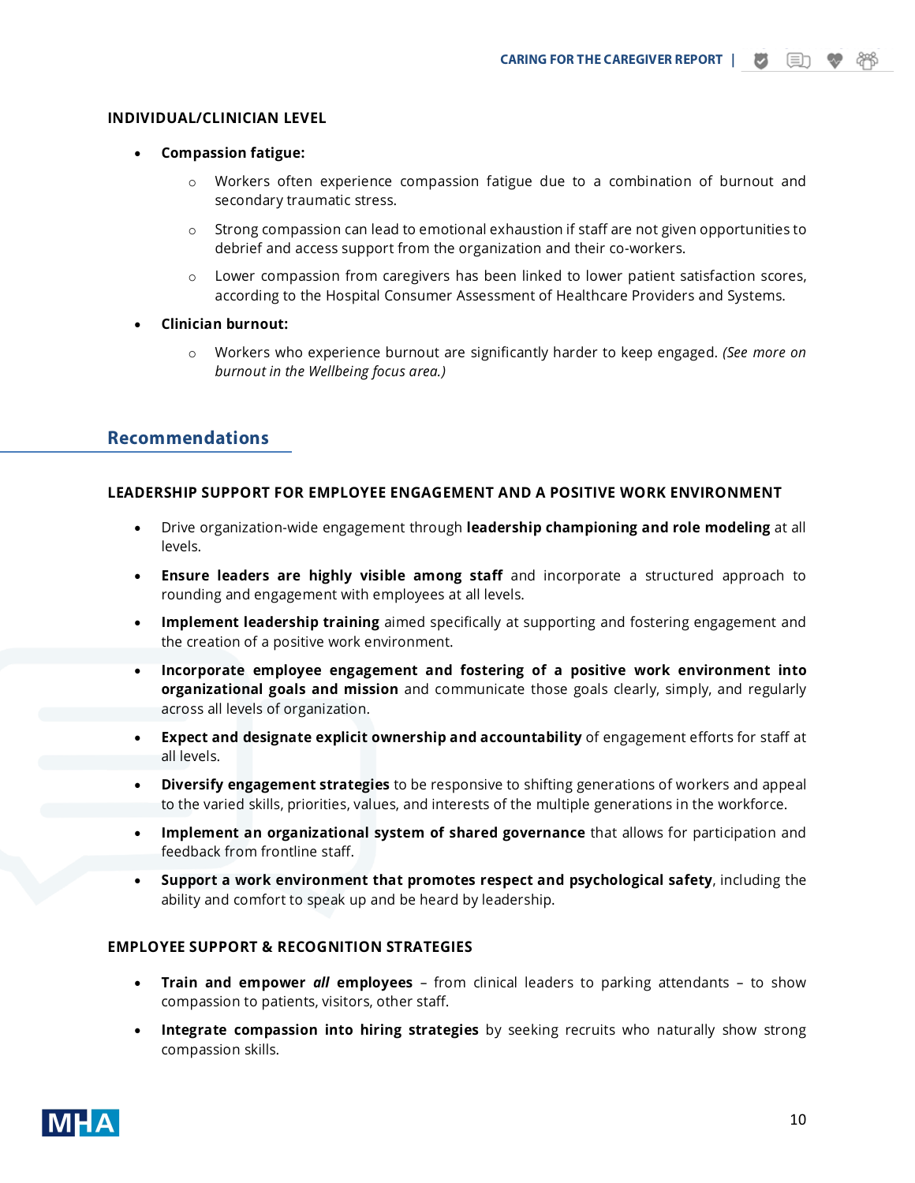### INDIVIDUAL/CLINICIAN LEVEL

- **Compassion fatigue:**
  - Workers often experience compassion fatigue due to a combination of burnout and secondary traumatic stress.
  - Strong compassion can lead to emotional exhaustion if staff are not given opportunities to debrief and access support from the organization and their co-workers.
  - Lower compassion from caregivers has been linked to lower patient satisfaction scores, according to the Hospital Consumer Assessment of Healthcare Providers and Systems.
- **Clinician burnout:**
  - Workers who experience burnout are significantly harder to keep engaged. *(See more on burnout in the Wellbeing focus area.)*

## Recommendations

### LEADERSHIP SUPPORT FOR EMPLOYEE ENGAGEMENT AND A POSITIVE WORK ENVIRONMENT

- Drive organization-wide engagement through **leadership championing and role modeling** at all levels.
- **Ensure leaders are highly visible among staff** and incorporate a structured approach to rounding and engagement with employees at all levels.
- **Implement leadership training** aimed specifically at supporting and fostering engagement and the creation of a positive work environment.
- **Incorporate employee engagement and fostering of a positive work environment into organizational goals and mission** and communicate those goals clearly, simply, and regularly across all levels of organization.
- **Expect and designate explicit ownership and accountability** of engagement efforts for staff at all levels.
- **Diversify engagement strategies** to be responsive to shifting generations of workers and appeal to the varied skills, priorities, values, and interests of the multiple generations in the workforce.
- **Implement an organizational system of shared governance** that allows for participation and feedback from frontline staff.
- **Support a work environment that promotes respect and psychological safety**, including the ability and comfort to speak up and be heard by leadership.

### EMPLOYEE SUPPORT & RECOGNITION STRATEGIES

- **Train and empower *all* employees** – from clinical leaders to parking attendants – to show compassion to patients, visitors, other staff.
- **Integrate compassion into hiring strategies** by seeking recruits who naturally show strong compassion skills.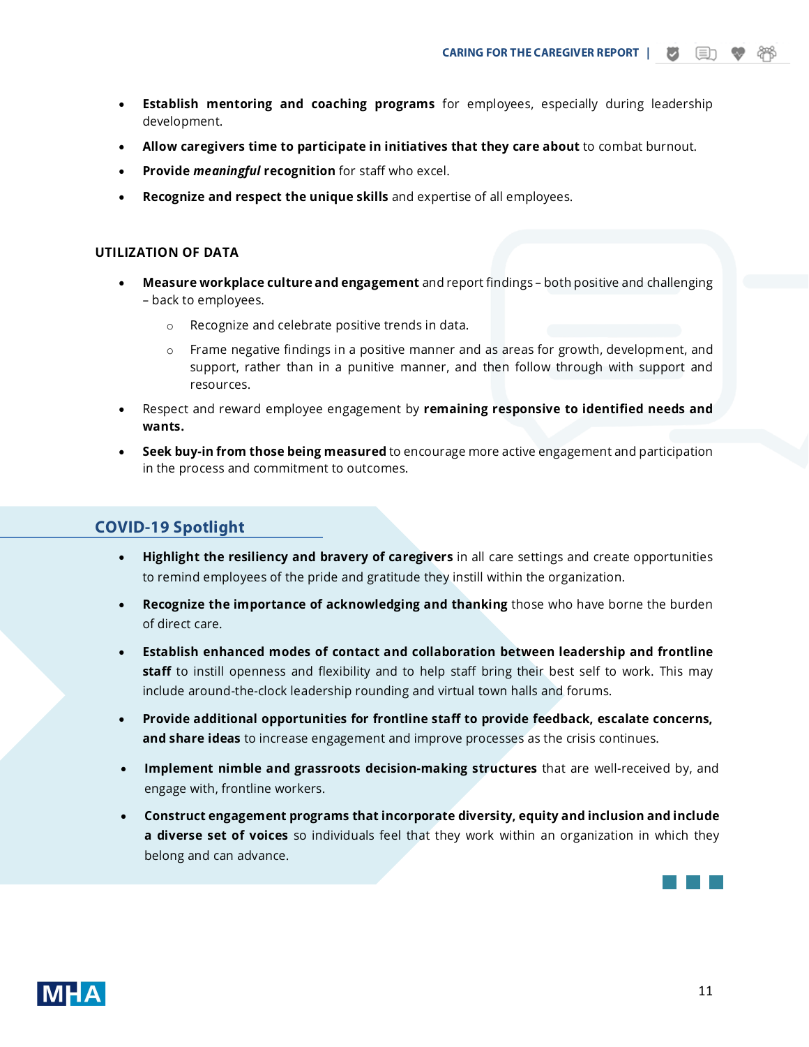- **Establish mentoring and coaching programs** for employees, especially during leadership development.
- **Allow caregivers time to participate in initiatives that they care about** to combat burnout.
- **Provide *meaningful* recognition** for staff who excel.
- **Recognize and respect the unique skills** and expertise of all employees.

### UTILIZATION OF DATA

- **Measure workplace culture and engagement** and report findings – both positive and challenging – back to employees.
  - Recognize and celebrate positive trends in data.
  - Frame negative findings in a positive manner and as areas for growth, development, and support, rather than in a punitive manner, and then follow through with support and resources.
- Respect and reward employee engagement by **remaining responsive to identified needs and wants.**
- **Seek buy-in from those being measured** to encourage more active engagement and participation in the process and commitment to outcomes.

## COVID-19 Spotlight

- **Highlight the resiliency and bravery of caregivers** in all care settings and create opportunities to remind employees of the pride and gratitude they instill within the organization.
- **Recognize the importance of acknowledging and thanking** those who have borne the burden of direct care.
- **Establish enhanced modes of contact and collaboration between leadership and frontline staff** to instill openness and flexibility and to help staff bring their best self to work. This may include around-the-clock leadership rounding and virtual town halls and forums.
- **Provide additional opportunities for frontline staff to provide feedback, escalate concerns, and share ideas** to increase engagement and improve processes as the crisis continues.
- **Implement nimble and grassroots decision-making structures** that are well-received by, and engage with, frontline workers.
- **Construct engagement programs that incorporate diversity, equity and inclusion and include a diverse set of voices** so individuals feel that they work within an organization in which they belong and can advance.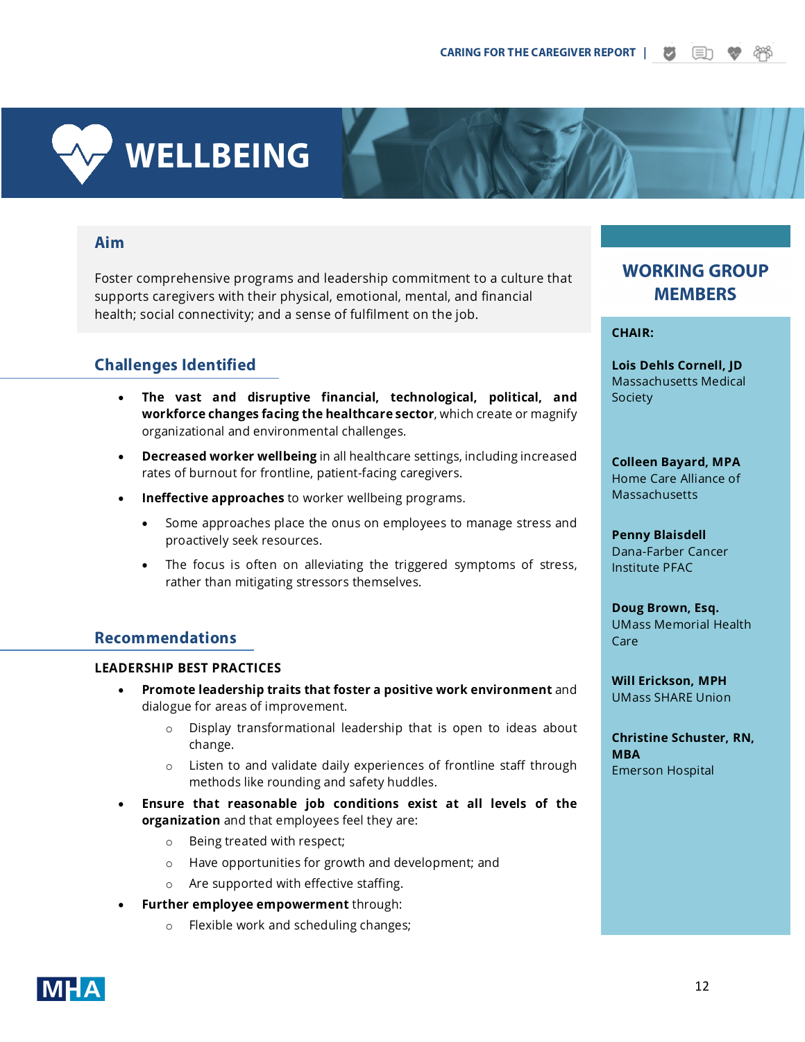# WELLBEING

## Aim

Foster comprehensive programs and leadership commitment to a culture that supports caregivers with their physical, emotional, mental, and financial health; social connectivity; and a sense of fulfilment on the job.

## Challenges Identified

- **The vast and disruptive financial, technological, political, and workforce changes facing the healthcare sector**, which create or magnify organizational and environmental challenges.
- **Decreased worker wellbeing** in all healthcare settings, including increased rates of burnout for frontline, patient-facing caregivers.
- **Ineffective approaches** to worker wellbeing programs.
  - Some approaches place the onus on employees to manage stress and proactively seek resources.
  - The focus is often on alleviating the triggered symptoms of stress, rather than mitigating stressors themselves.

## Recommendations

### LEADERSHIP BEST PRACTICES

- **Promote leadership traits that foster a positive work environment** and dialogue for areas of improvement.
  - Display transformational leadership that is open to ideas about change.
  - Listen to and validate daily experiences of frontline staff through methods like rounding and safety huddles.
- **Ensure that reasonable job conditions exist at all levels of the organization** and that employees feel they are:
  - Being treated with respect;
  - Have opportunities for growth and development; and
  - Are supported with effective staffing.
- **Further employee empowerment** through:
  - Flexible work and scheduling changes;

## WORKING GROUP MEMBERS

**CHAIR:**

**Lois Dehls Cornell, JD**
Massachusetts Medical Society

**Colleen Bayard, MPA**
Home Care Alliance of Massachusetts

**Penny Blaisdell**
Dana-Farber Cancer Institute PFAC

**Doug Brown, Esq.**
UMass Memorial Health Care

**Will Erickson, MPH**
UMass SHARE Union

**Christine Schuster, RN, MBA**
Emerson Hospital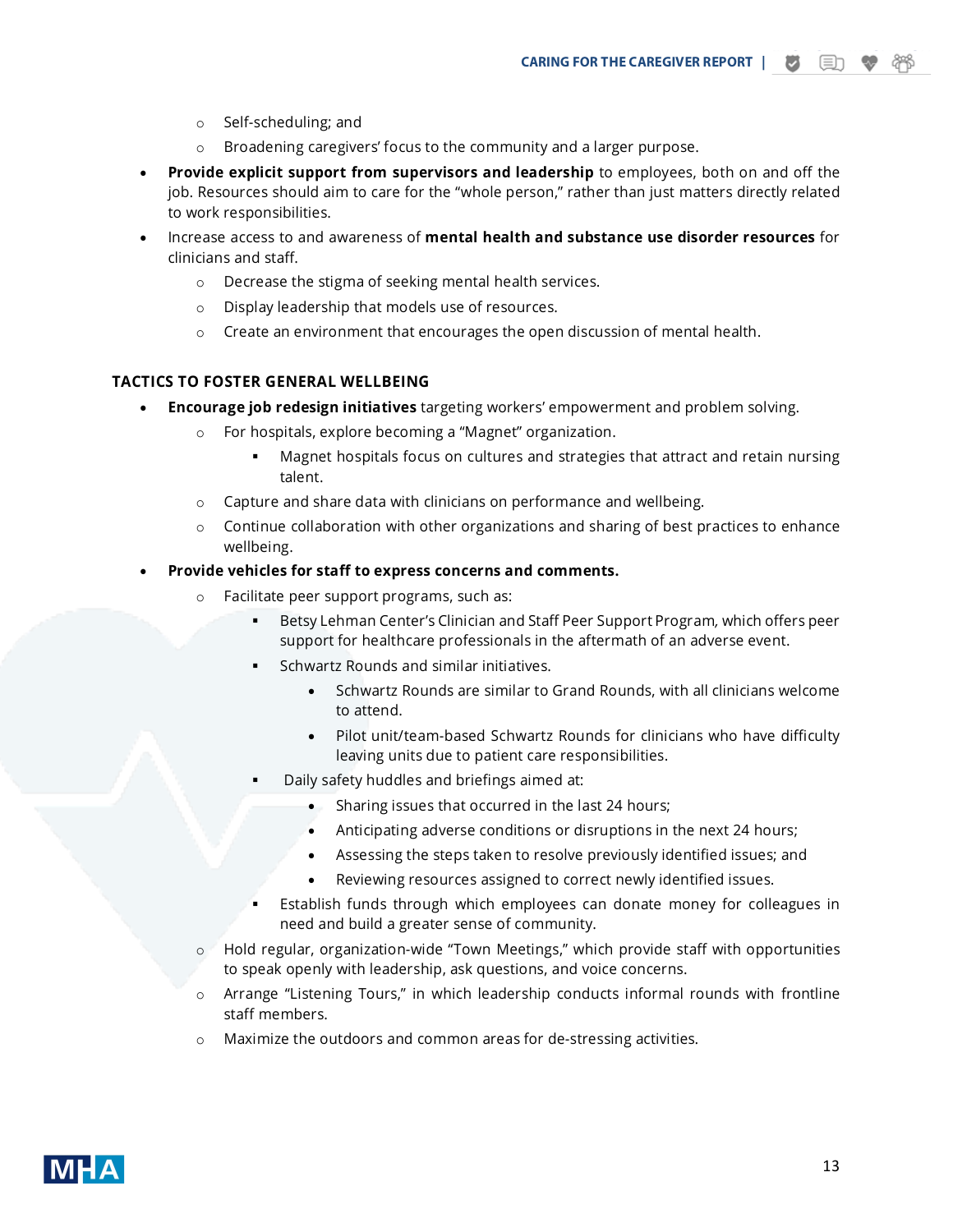- Self-scheduling; and
- Broadening caregivers' focus to the community and a larger purpose.

- **Provide explicit support from supervisors and leadership** to employees, both on and off the job. Resources should aim to care for the "whole person," rather than just matters directly related to work responsibilities.
- Increase access to and awareness of **mental health and substance use disorder resources** for clinicians and staff.
    - Decrease the stigma of seeking mental health services.
    - Display leadership that models use of resources.
    - Create an environment that encourages the open discussion of mental health.

### TACTICS TO FOSTER GENERAL WELLBEING

- **Encourage job redesign initiatives** targeting workers' empowerment and problem solving.
    - For hospitals, explore becoming a "Magnet" organization.
        - Magnet hospitals focus on cultures and strategies that attract and retain nursing talent.
    - Capture and share data with clinicians on performance and wellbeing.
    - Continue collaboration with other organizations and sharing of best practices to enhance wellbeing.
- **Provide vehicles for staff to express concerns and comments.**
    - Facilitate peer support programs, such as:
        - Betsy Lehman Center's Clinician and Staff Peer Support Program, which offers peer support for healthcare professionals in the aftermath of an adverse event.
        - Schwartz Rounds and similar initiatives.
            - Schwartz Rounds are similar to Grand Rounds, with all clinicians welcome to attend.
            - Pilot unit/team-based Schwartz Rounds for clinicians who have difficulty leaving units due to patient care responsibilities.
        - Daily safety huddles and briefings aimed at:
            - Sharing issues that occurred in the last 24 hours;
            - Anticipating adverse conditions or disruptions in the next 24 hours;
            - Assessing the steps taken to resolve previously identified issues; and
            - Reviewing resources assigned to correct newly identified issues.
        - Establish funds through which employees can donate money for colleagues in need and build a greater sense of community.
    - Hold regular, organization-wide "Town Meetings," which provide staff with opportunities to speak openly with leadership, ask questions, and voice concerns.
    - Arrange "Listening Tours," in which leadership conducts informal rounds with frontline staff members.
    - Maximize the outdoors and common areas for de-stressing activities.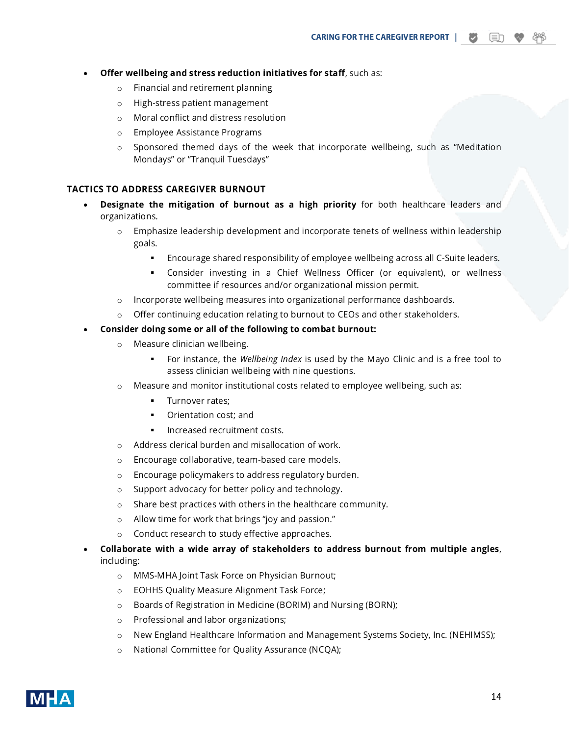- **Offer wellbeing and stress reduction initiatives for staff**, such as:
    - Financial and retirement planning
    - High-stress patient management
    - Moral conflict and distress resolution
    - Employee Assistance Programs
    - Sponsored themed days of the week that incorporate wellbeing, such as "Meditation Mondays" or "Tranquil Tuesdays"

## TACTICS TO ADDRESS CAREGIVER BURNOUT

- **Designate the mitigation of burnout as a high priority** for both healthcare leaders and organizations.
    - Emphasize leadership development and incorporate tenets of wellness within leadership goals.
        - Encourage shared responsibility of employee wellbeing across all C-Suite leaders.
        - Consider investing in a Chief Wellness Officer (or equivalent), or wellness committee if resources and/or organizational mission permit.
    - Incorporate wellbeing measures into organizational performance dashboards.
    - Offer continuing education relating to burnout to CEOs and other stakeholders.
- **Consider doing some or all of the following to combat burnout:**
    - Measure clinician wellbeing.
        - For instance, the *Wellbeing Index* is used by the Mayo Clinic and is a free tool to assess clinician wellbeing with nine questions.
    - Measure and monitor institutional costs related to employee wellbeing, such as:
        - Turnover rates;
        - Orientation cost; and
        - Increased recruitment costs.
    - Address clerical burden and misallocation of work.
    - Encourage collaborative, team-based care models.
    - Encourage policymakers to address regulatory burden.
    - Support advocacy for better policy and technology.
    - Share best practices with others in the healthcare community.
    - Allow time for work that brings "joy and passion."
    - Conduct research to study effective approaches.
- **Collaborate with a wide array of stakeholders to address burnout from multiple angles**, including:
    - MMS-MHA Joint Task Force on Physician Burnout;
    - EOHHS Quality Measure Alignment Task Force;
    - Boards of Registration in Medicine (BORIM) and Nursing (BORN);
    - Professional and labor organizations;
    - New England Healthcare Information and Management Systems Society, Inc. (NEHIMSS);
    - National Committee for Quality Assurance (NCQA);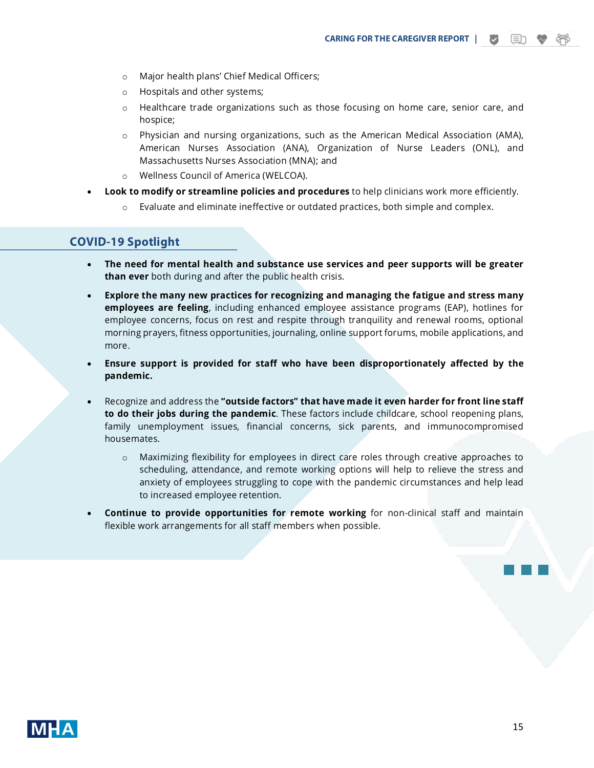- Major health plans' Chief Medical Officers;
  - Hospitals and other systems;
  - Healthcare trade organizations such as those focusing on home care, senior care, and hospice;
  - Physician and nursing organizations, such as the American Medical Association (AMA), American Nurses Association (ANA), Organization of Nurse Leaders (ONL), and Massachusetts Nurses Association (MNA); and
  - Wellness Council of America (WELCOA).
- **Look to modify or streamline policies and procedures** to help clinicians work more efficiently.
  - Evaluate and eliminate ineffective or outdated practices, both simple and complex.

## COVID-19 Spotlight

- **The need for mental health and substance use services and peer supports will be greater than ever** both during and after the public health crisis.
- **Explore the many new practices for recognizing and managing the fatigue and stress many employees are feeling**, including enhanced employee assistance programs (EAP), hotlines for employee concerns, focus on rest and respite through tranquility and renewal rooms, optional morning prayers, fitness opportunities, journaling, online support forums, mobile applications, and more.
- **Ensure support is provided for staff who have been disproportionately affected by the pandemic.**
- Recognize and address the **"outside factors" that have made it even harder for front line staff to do their jobs during the pandemic**. These factors include childcare, school reopening plans, family unemployment issues, financial concerns, sick parents, and immunocompromised housemates.
  - Maximizing flexibility for employees in direct care roles through creative approaches to scheduling, attendance, and remote working options will help to relieve the stress and anxiety of employees struggling to cope with the pandemic circumstances and help lead to increased employee retention.
- **Continue to provide opportunities for remote working** for non-clinical staff and maintain flexible work arrangements for all staff members when possible.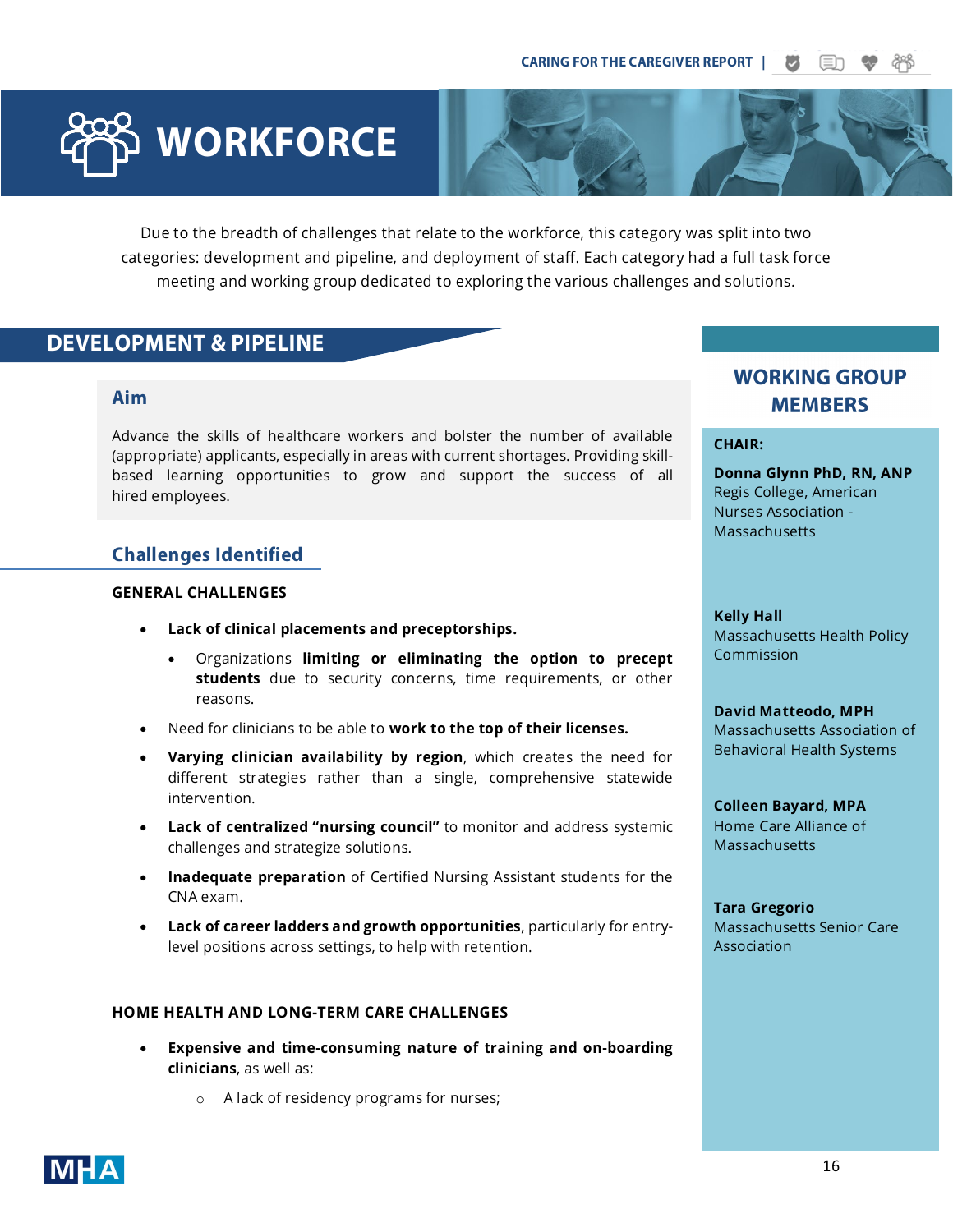# WORKFORCE

Due to the breadth of challenges that relate to the workforce, this category was split into two categories: development and pipeline, and deployment of staff. Each category had a full task force meeting and working group dedicated to exploring the various challenges and solutions.

## DEVELOPMENT & PIPELINE

### Aim

Advance the skills of healthcare workers and bolster the number of available (appropriate) applicants, especially in areas with current shortages. Providing skill-based learning opportunities to grow and support the success of all hired employees.

### Challenges Identified

**GENERAL CHALLENGES**

- **Lack of clinical placements and preceptorships.**
  - Organizations **limiting or eliminating the option to precept students** due to security concerns, time requirements, or other reasons.
- Need for clinicians to be able to **work to the top of their licenses.**
- **Varying clinician availability by region**, which creates the need for different strategies rather than a single, comprehensive statewide intervention.
- **Lack of centralized "nursing council"** to monitor and address systemic challenges and strategize solutions.
- **Inadequate preparation** of Certified Nursing Assistant students for the CNA exam.
- **Lack of career ladders and growth opportunities**, particularly for entry-level positions across settings, to help with retention.

**HOME HEALTH AND LONG-TERM CARE CHALLENGES**

- **Expensive and time-consuming nature of training and on-boarding clinicians**, as well as:
  - A lack of residency programs for nurses;

### WORKING GROUP MEMBERS

**CHAIR:**

**Donna Glynn PhD, RN, ANP**
Regis College, American Nurses Association - Massachusetts

**Kelly Hall**
Massachusetts Health Policy Commission

**David Matteodo, MPH**
Massachusetts Association of Behavioral Health Systems

**Colleen Bayard, MPA**
Home Care Alliance of Massachusetts

**Tara Gregorio**
Massachusetts Senior Care Association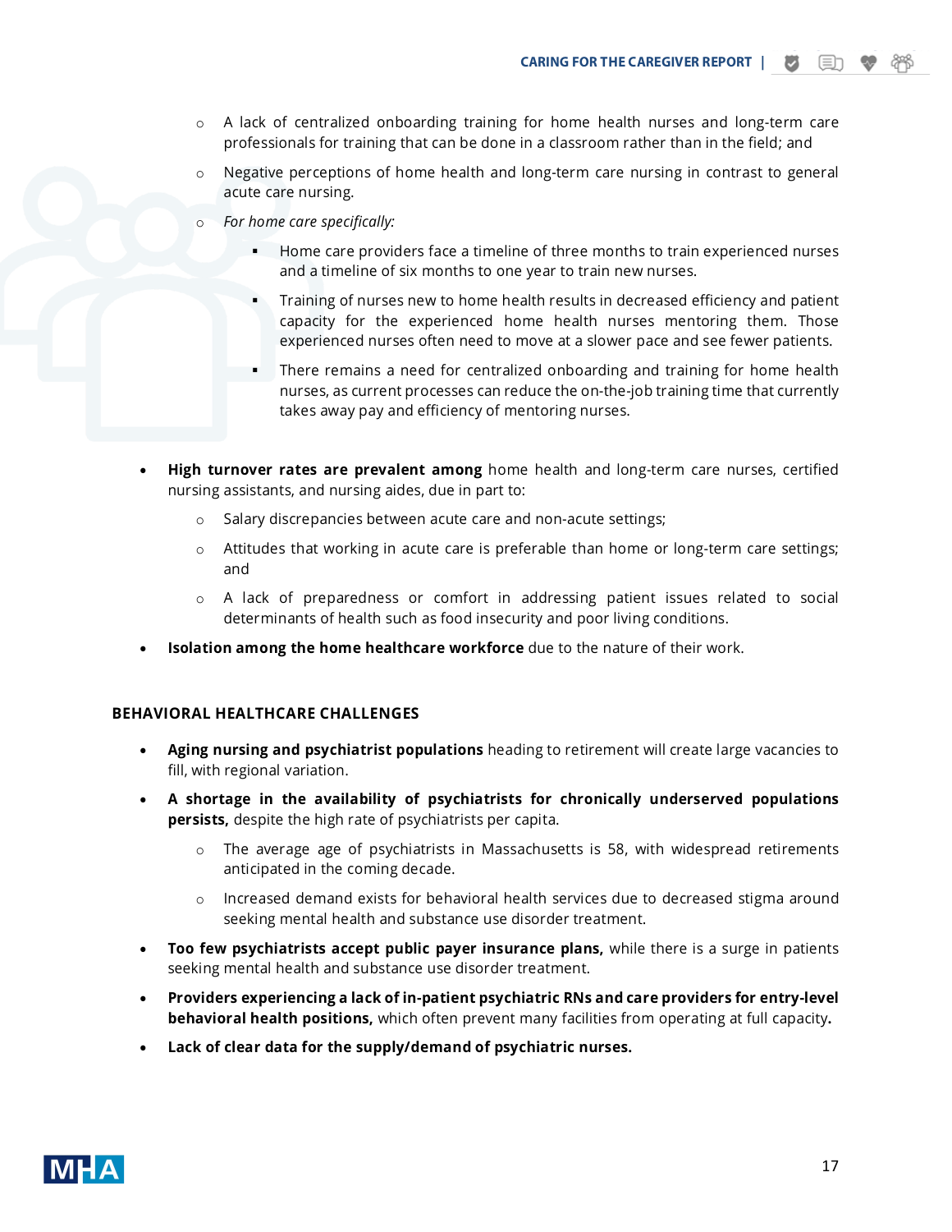- A lack of centralized onboarding training for home health nurses and long-term care professionals for training that can be done in a classroom rather than in the field; and
    - Negative perceptions of home health and long-term care nursing in contrast to general acute care nursing.
    - *For home care specifically:*
        - Home care providers face a timeline of three months to train experienced nurses and a timeline of six months to one year to train new nurses.
        - Training of nurses new to home health results in decreased efficiency and patient capacity for the experienced home health nurses mentoring them. Those experienced nurses often need to move at a slower pace and see fewer patients.
        - There remains a need for centralized onboarding and training for home health nurses, as current processes can reduce the on-the-job training time that currently takes away pay and efficiency of mentoring nurses.

- **High turnover rates are prevalent among** home health and long-term care nurses, certified nursing assistants, and nursing aides, due in part to:
    - Salary discrepancies between acute care and non-acute settings;
    - Attitudes that working in acute care is preferable than home or long-term care settings; and
    - A lack of preparedness or comfort in addressing patient issues related to social determinants of health such as food insecurity and poor living conditions.
- **Isolation among the home healthcare workforce** due to the nature of their work.

## BEHAVIORAL HEALTHCARE CHALLENGES

- **Aging nursing and psychiatrist populations** heading to retirement will create large vacancies to fill, with regional variation.
- **A shortage in the availability of psychiatrists for chronically underserved populations persists,** despite the high rate of psychiatrists per capita.
    - The average age of psychiatrists in Massachusetts is 58, with widespread retirements anticipated in the coming decade.
    - Increased demand exists for behavioral health services due to decreased stigma around seeking mental health and substance use disorder treatment.
- **Too few psychiatrists accept public payer insurance plans,** while there is a surge in patients seeking mental health and substance use disorder treatment.
- **Providers experiencing a lack of in-patient psychiatric RNs and care providers for entry-level behavioral health positions,** which often prevent many facilities from operating at full capacity**.**
- **Lack of clear data for the supply/demand of psychiatric nurses.**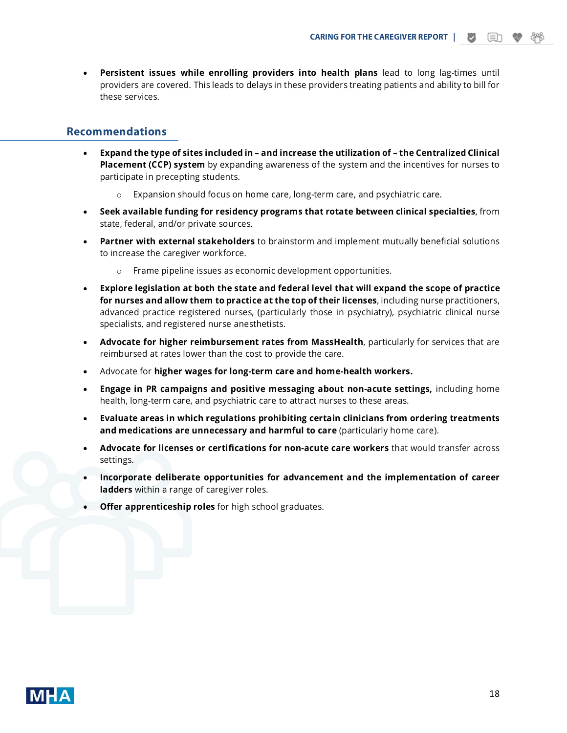- **Persistent issues while enrolling providers into health plans** lead to long lag-times until providers are covered. This leads to delays in these providers treating patients and ability to bill for these services.

## Recommendations

- **Expand the type of sites included in – and increase the utilization of – the Centralized Clinical Placement (CCP) system** by expanding awareness of the system and the incentives for nurses to participate in precepting students.
    - Expansion should focus on home care, long-term care, and psychiatric care.
- **Seek available funding for residency programs that rotate between clinical specialties**, from state, federal, and/or private sources.
- **Partner with external stakeholders** to brainstorm and implement mutually beneficial solutions to increase the caregiver workforce.
    - Frame pipeline issues as economic development opportunities.
- **Explore legislation at both the state and federal level that will expand the scope of practice for nurses and allow them to practice at the top of their licenses**, including nurse practitioners, advanced practice registered nurses, (particularly those in psychiatry), psychiatric clinical nurse specialists, and registered nurse anesthetists.
- **Advocate for higher reimbursement rates from MassHealth**, particularly for services that are reimbursed at rates lower than the cost to provide the care.
- Advocate for **higher wages for long-term care and home-health workers.**
- **Engage in PR campaigns and positive messaging about non-acute settings,** including home health, long-term care, and psychiatric care to attract nurses to these areas.
- **Evaluate areas in which regulations prohibiting certain clinicians from ordering treatments and medications are unnecessary and harmful to care** (particularly home care).
- **Advocate for licenses or certifications for non-acute care workers** that would transfer across settings.
- **Incorporate deliberate opportunities for advancement and the implementation of career ladders** within a range of caregiver roles.
- **Offer apprenticeship roles** for high school graduates.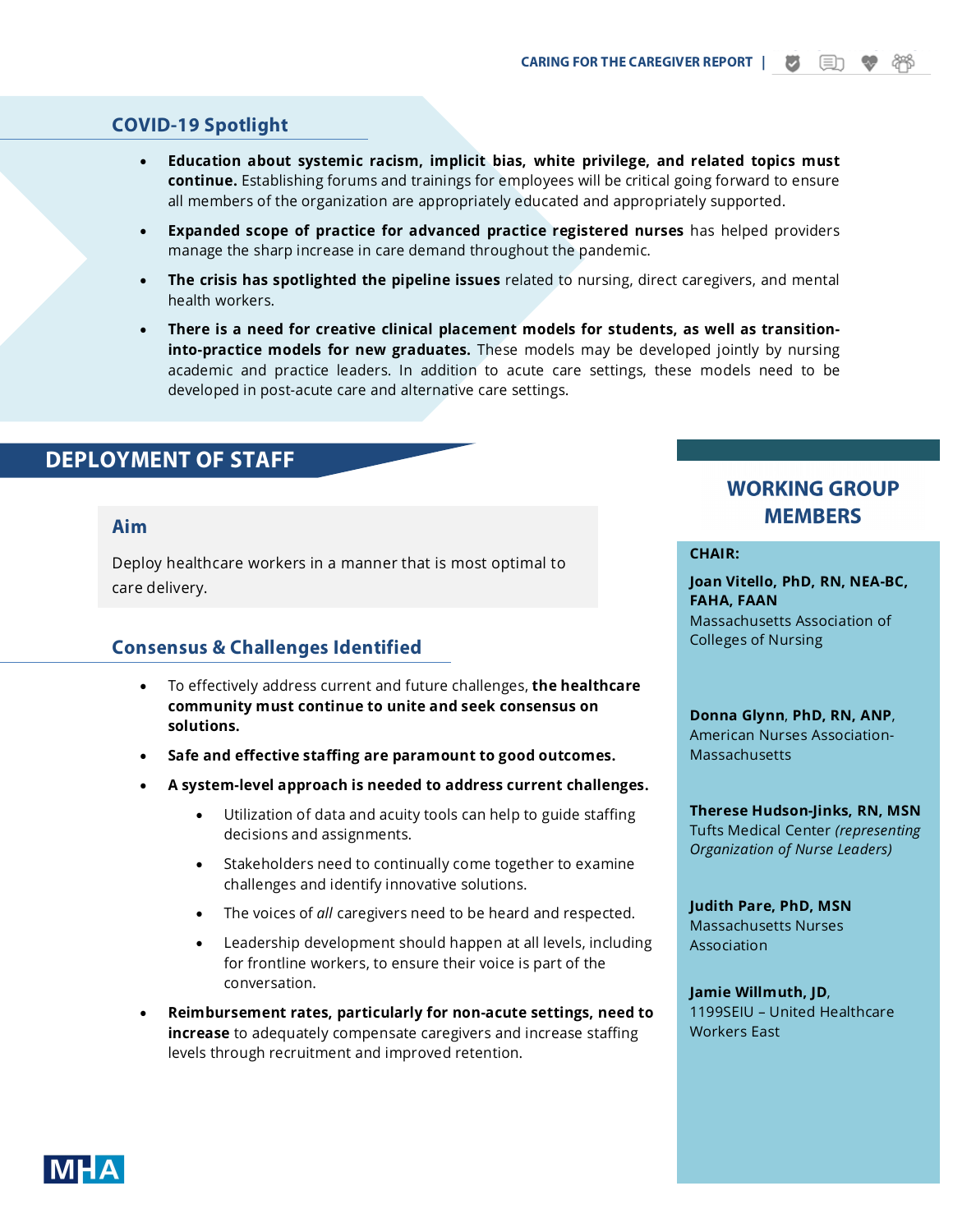## COVID-19 Spotlight

- **Education about systemic racism, implicit bias, white privilege, and related topics must continue.** Establishing forums and trainings for employees will be critical going forward to ensure all members of the organization are appropriately educated and appropriately supported.
- **Expanded scope of practice for advanced practice registered nurses** has helped providers manage the sharp increase in care demand throughout the pandemic.
- **The crisis has spotlighted the pipeline issues** related to nursing, direct caregivers, and mental health workers.
- **There is a need for creative clinical placement models for students, as well as transition-into-practice models for new graduates.** These models may be developed jointly by nursing academic and practice leaders. In addition to acute care settings, these models need to be developed in post-acute care and alternative care settings.

# DEPLOYMENT OF STAFF

### Aim

Deploy healthcare workers in a manner that is most optimal to care delivery.

### Consensus & Challenges Identified

- To effectively address current and future challenges, **the healthcare community must continue to unite and seek consensus on solutions.**
- **Safe and effective staffing are paramount to good outcomes.**
- **A system-level approach is needed to address current challenges.**
  - Utilization of data and acuity tools can help to guide staffing decisions and assignments.
  - Stakeholders need to continually come together to examine challenges and identify innovative solutions.
  - The voices of *all* caregivers need to be heard and respected.
  - Leadership development should happen at all levels, including for frontline workers, to ensure their voice is part of the conversation.
- **Reimbursement rates, particularly for non-acute settings, need to increase** to adequately compensate caregivers and increase staffing levels through recruitment and improved retention.

## WORKING GROUP MEMBERS

**CHAIR:**

**Joan Vitello, PhD, RN, NEA-BC, FAHA, FAAN**
Massachusetts Association of Colleges of Nursing

**Donna Glynn, PhD, RN, ANP**,
American Nurses Association-Massachusetts

**Therese Hudson-Jinks, RN, MSN**
Tufts Medical Center *(representing Organization of Nurse Leaders)*

**Judith Pare, PhD, MSN**
Massachusetts Nurses Association

**Jamie Willmuth, JD**,
1199SEIU – United Healthcare Workers East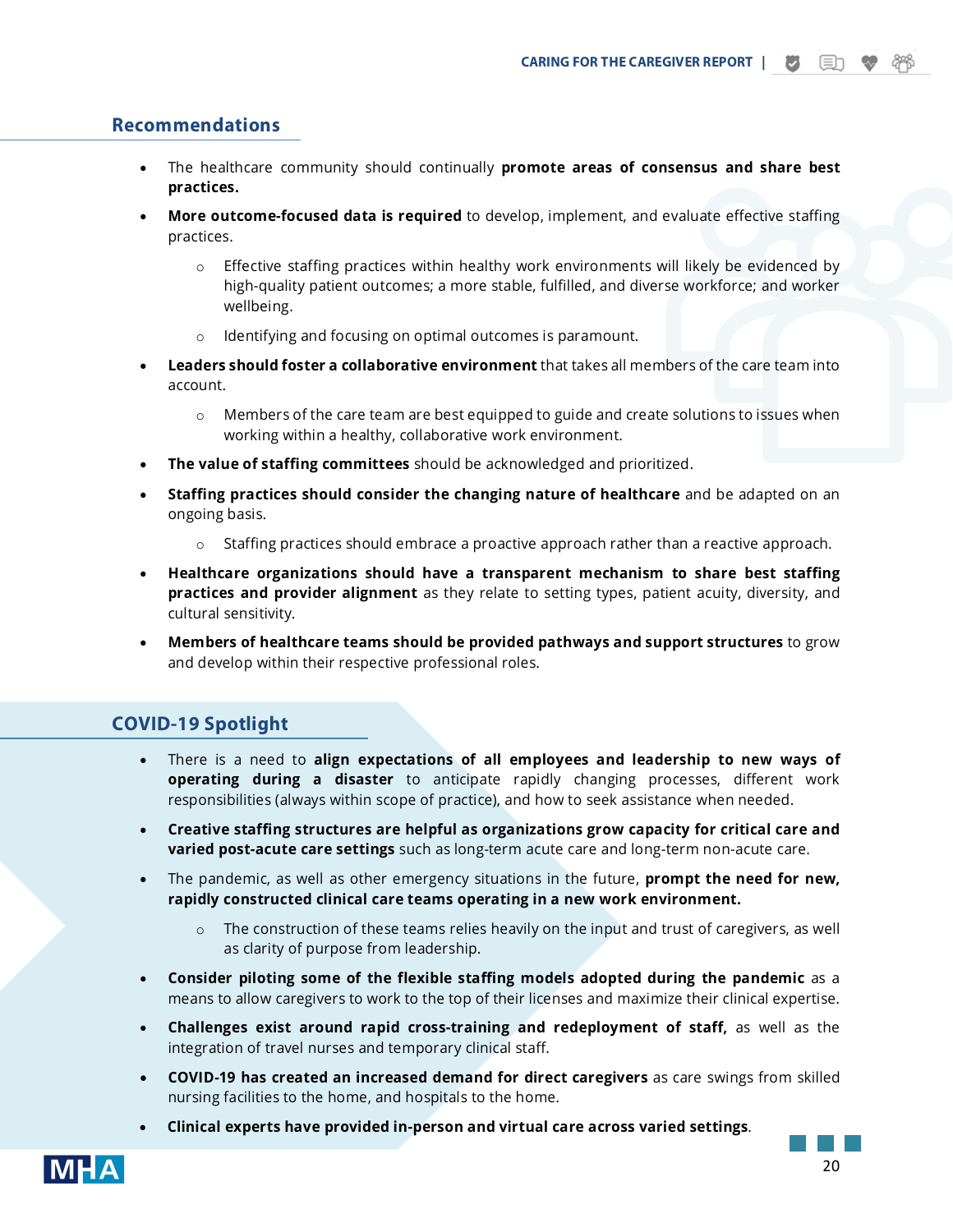## Recommendations

- The healthcare community should continually **promote areas of consensus and share best practices.**
- **More outcome-focused data is required** to develop, implement, and evaluate effective staffing practices.
  - Effective staffing practices within healthy work environments will likely be evidenced by high-quality patient outcomes; a more stable, fulfilled, and diverse workforce; and worker wellbeing.
  - Identifying and focusing on optimal outcomes is paramount.
- **Leaders should foster a collaborative environment** that takes all members of the care team into account.
  - Members of the care team are best equipped to guide and create solutions to issues when working within a healthy, collaborative work environment.
- **The value of staffing committees** should be acknowledged and prioritized.
- **Staffing practices should consider the changing nature of healthcare** and be adapted on an ongoing basis.
  - Staffing practices should embrace a proactive approach rather than a reactive approach.
- **Healthcare organizations should have a transparent mechanism to share best staffing practices and provider alignment** as they relate to setting types, patient acuity, diversity, and cultural sensitivity.
- **Members of healthcare teams should be provided pathways and support structures** to grow and develop within their respective professional roles.

## COVID-19 Spotlight

- There is a need to **align expectations of all employees and leadership to new ways of operating during a disaster** to anticipate rapidly changing processes, different work responsibilities (always within scope of practice), and how to seek assistance when needed.
- **Creative staffing structures are helpful as organizations grow capacity for critical care and varied post-acute care settings** such as long-term acute care and long-term non-acute care.
- The pandemic, as well as other emergency situations in the future, **prompt the need for new, rapidly constructed clinical care teams operating in a new work environment.**
  - The construction of these teams relies heavily on the input and trust of caregivers, as well as clarity of purpose from leadership.
- **Consider piloting some of the flexible staffing models adopted during the pandemic** as a means to allow caregivers to work to the top of their licenses and maximize their clinical expertise.
- **Challenges exist around rapid cross-training and redeployment of staff,** as well as the integration of travel nurses and temporary clinical staff.
- **COVID-19 has created an increased demand for direct caregivers** as care swings from skilled nursing facilities to the home, and hospitals to the home.
- **Clinical experts have provided in-person and virtual care across varied settings**.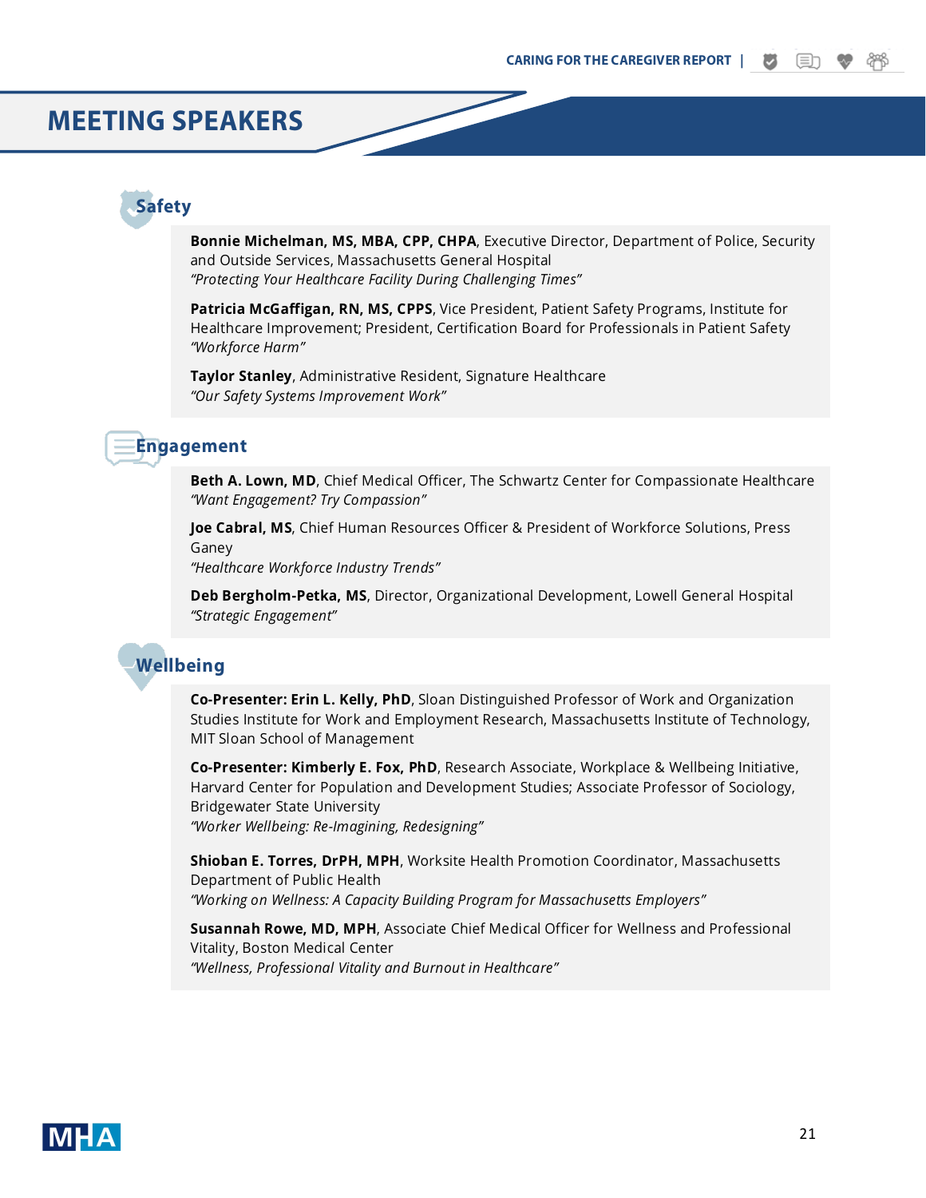# MEETING SPEAKERS

## Safety

**Bonnie Michelman, MS, MBA, CPP, CHPA**, Executive Director, Department of Police, Security and Outside Services, Massachusetts General Hospital
*"Protecting Your Healthcare Facility During Challenging Times"*

**Patricia McGaffigan, RN, MS, CPPS**, Vice President, Patient Safety Programs, Institute for Healthcare Improvement; President, Certification Board for Professionals in Patient Safety
*"Workforce Harm"*

**Taylor Stanley**, Administrative Resident, Signature Healthcare
*"Our Safety Systems Improvement Work"*

## Engagement

**Beth A. Lown, MD**, Chief Medical Officer, The Schwartz Center for Compassionate Healthcare
*"Want Engagement? Try Compassion"*

**Joe Cabral, MS**, Chief Human Resources Officer & President of Workforce Solutions, Press Ganey
*"Healthcare Workforce Industry Trends"*

**Deb Bergholm-Petka, MS**, Director, Organizational Development, Lowell General Hospital
*"Strategic Engagement"*

## Wellbeing

**Co-Presenter: Erin L. Kelly, PhD**, Sloan Distinguished Professor of Work and Organization Studies Institute for Work and Employment Research, Massachusetts Institute of Technology, MIT Sloan School of Management

**Co-Presenter: Kimberly E. Fox, PhD**, Research Associate, Workplace & Wellbeing Initiative, Harvard Center for Population and Development Studies; Associate Professor of Sociology, Bridgewater State University
*"Worker Wellbeing: Re-Imagining, Redesigning"*

**Shioban E. Torres, DrPH, MPH**, Worksite Health Promotion Coordinator, Massachusetts Department of Public Health
*"Working on Wellness: A Capacity Building Program for Massachusetts Employers"*

**Susannah Rowe, MD, MPH**, Associate Chief Medical Officer for Wellness and Professional Vitality, Boston Medical Center
*"Wellness, Professional Vitality and Burnout in Healthcare"*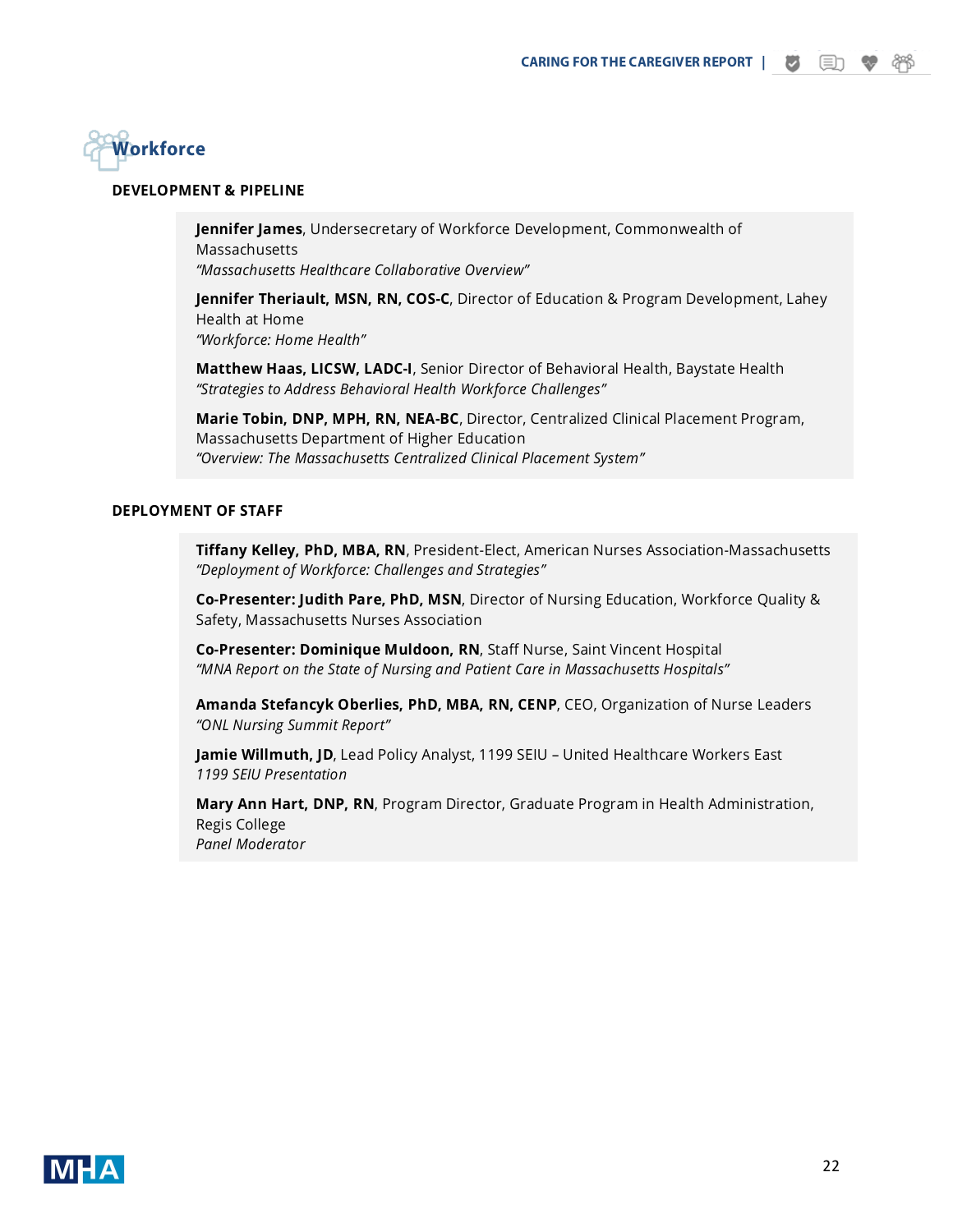# Workforce

## DEVELOPMENT & PIPELINE

**Jennifer James**, Undersecretary of Workforce Development, Commonwealth of Massachusetts
*"Massachusetts Healthcare Collaborative Overview"*

**Jennifer Theriault, MSN, RN, COS-C**, Director of Education & Program Development, Lahey Health at Home
*"Workforce: Home Health"*

**Matthew Haas, LICSW, LADC-I**, Senior Director of Behavioral Health, Baystate Health
*"Strategies to Address Behavioral Health Workforce Challenges"*

**Marie Tobin, DNP, MPH, RN, NEA-BC**, Director, Centralized Clinical Placement Program, Massachusetts Department of Higher Education
*"Overview: The Massachusetts Centralized Clinical Placement System"*

## DEPLOYMENT OF STAFF

**Tiffany Kelley, PhD, MBA, RN**, President-Elect, American Nurses Association-Massachusetts
*"Deployment of Workforce: Challenges and Strategies"*

**Co-Presenter: Judith Pare, PhD, MSN**, Director of Nursing Education, Workforce Quality & Safety, Massachusetts Nurses Association

**Co-Presenter: Dominique Muldoon, RN**, Staff Nurse, Saint Vincent Hospital
*"MNA Report on the State of Nursing and Patient Care in Massachusetts Hospitals"*

**Amanda Stefancyk Oberlies, PhD, MBA, RN, CENP**, CEO, Organization of Nurse Leaders
*"ONL Nursing Summit Report"*

**Jamie Willmuth, JD**, Lead Policy Analyst, 1199 SEIU – United Healthcare Workers East
*1199 SEIU Presentation*

**Mary Ann Hart, DNP, RN**, Program Director, Graduate Program in Health Administration, Regis College
*Panel Moderator*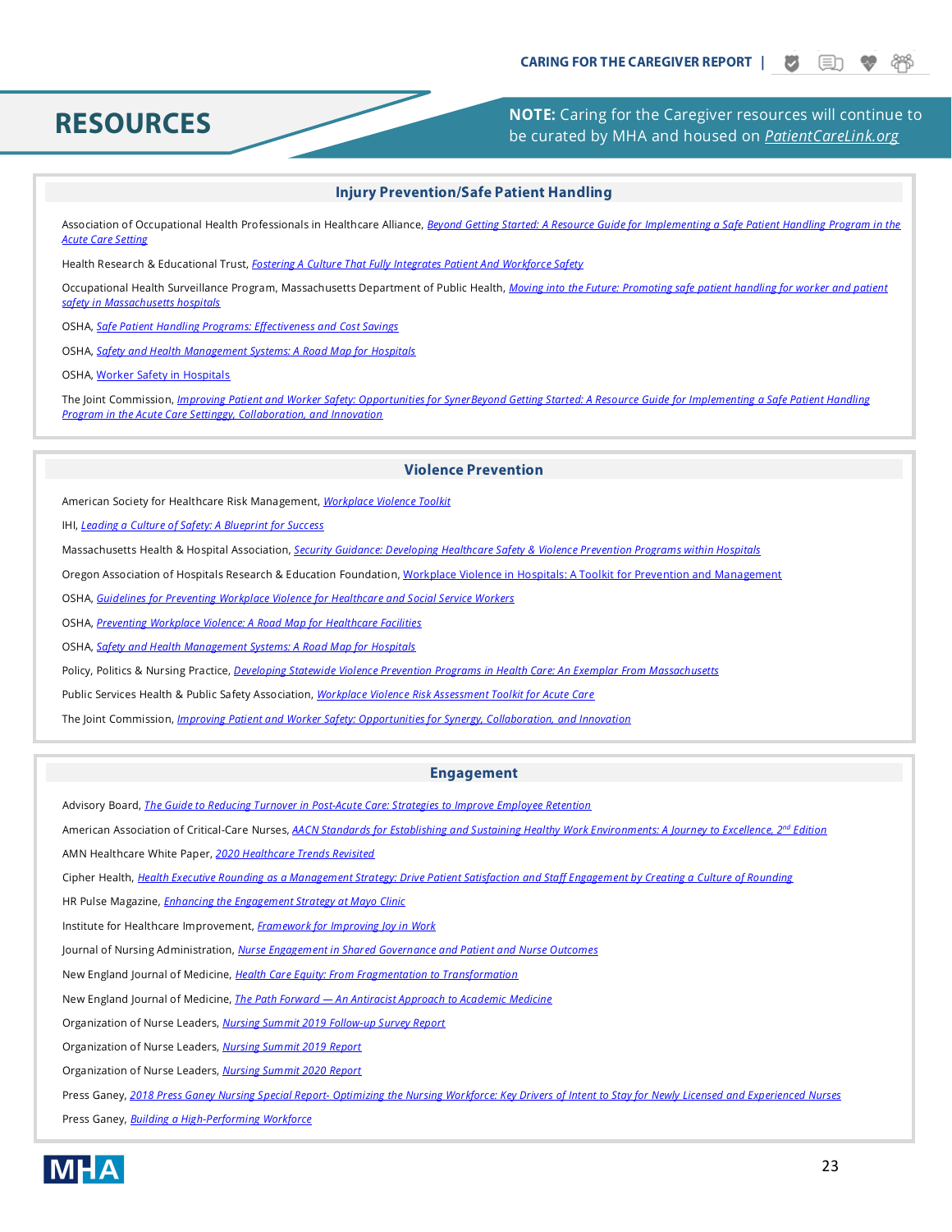# RESOURCES

**NOTE:** Caring for the Caregiver resources will continue to be curated by MHA and housed on *PatientCareLink.org*

## Injury Prevention/Safe Patient Handling

Association of Occupational Health Professionals in Healthcare Alliance, *Beyond Getting Started: A Resource Guide for Implementing a Safe Patient Handling Program in the Acute Care Setting*

Health Research & Educational Trust, *Fostering A Culture That Fully Integrates Patient And Workforce Safety*

Occupational Health Surveillance Program, Massachusetts Department of Public Health, *Moving into the Future: Promoting safe patient handling for worker and patient safety in Massachusetts hospitals*

OSHA, *Safe Patient Handling Programs: Effectiveness and Cost Savings*

OSHA, *Safety and Health Management Systems: A Road Map for Hospitals*

OSHA, Worker Safety in Hospitals

The Joint Commission, *Improving Patient and Worker Safety: Opportunities for SynerBeyond Getting Started: A Resource Guide for Implementing a Safe Patient Handling Program in the Acute Care Settinggy, Collaboration, and Innovation*

## Violence Prevention

American Society for Healthcare Risk Management, *Workplace Violence Toolkit*

IHI, *Leading a Culture of Safety: A Blueprint for Success*

Massachusetts Health & Hospital Association, *Security Guidance: Developing Healthcare Safety & Violence Prevention Programs within Hospitals*

Oregon Association of Hospitals Research & Education Foundation, Workplace Violence in Hospitals: A Toolkit for Prevention and Management

OSHA, *Guidelines for Preventing Workplace Violence for Healthcare and Social Service Workers*

OSHA, *Preventing Workplace Violence: A Road Map for Healthcare Facilities*

OSHA, *Safety and Health Management Systems: A Road Map for Hospitals*

Policy, Politics & Nursing Practice, *Developing Statewide Violence Prevention Programs in Health Care: An Exemplar From Massachusetts*

Public Services Health & Public Safety Association, *Workplace Violence Risk Assessment Toolkit for Acute Care*

The Joint Commission, *Improving Patient and Worker Safety: Opportunities for Synergy, Collaboration, and Innovation*

## Engagement

Advisory Board, *The Guide to Reducing Turnover in Post-Acute Care: Strategies to Improve Employee Retention*

American Association of Critical-Care Nurses, *AACN Standards for Establishing and Sustaining Healthy Work Environments: A Journey to Excellence, 2nd Edition*

AMN Healthcare White Paper, *2020 Healthcare Trends Revisited*

Cipher Health, *Health Executive Rounding as a Management Strategy: Drive Patient Satisfaction and Staff Engagement by Creating a Culture of Rounding*

HR Pulse Magazine, *Enhancing the Engagement Strategy at Mayo Clinic*

Institute for Healthcare Improvement, *Framework for Improving Joy in Work*

Journal of Nursing Administration, *Nurse Engagement in Shared Governance and Patient and Nurse Outcomes*

New England Journal of Medicine, *Health Care Equity: From Fragmentation to Transformation*

New England Journal of Medicine, *The Path Forward — An Antiracist Approach to Academic Medicine*

Organization of Nurse Leaders, *Nursing Summit 2019 Follow-up Survey Report*

Organization of Nurse Leaders, *Nursing Summit 2019 Report*

Organization of Nurse Leaders, *Nursing Summit 2020 Report*

Press Ganey, *2018 Press Ganey Nursing Special Report- Optimizing the Nursing Workforce: Key Drivers of Intent to Stay for Newly Licensed and Experienced Nurses*

Press Ganey, *Building a High-Performing Workforce*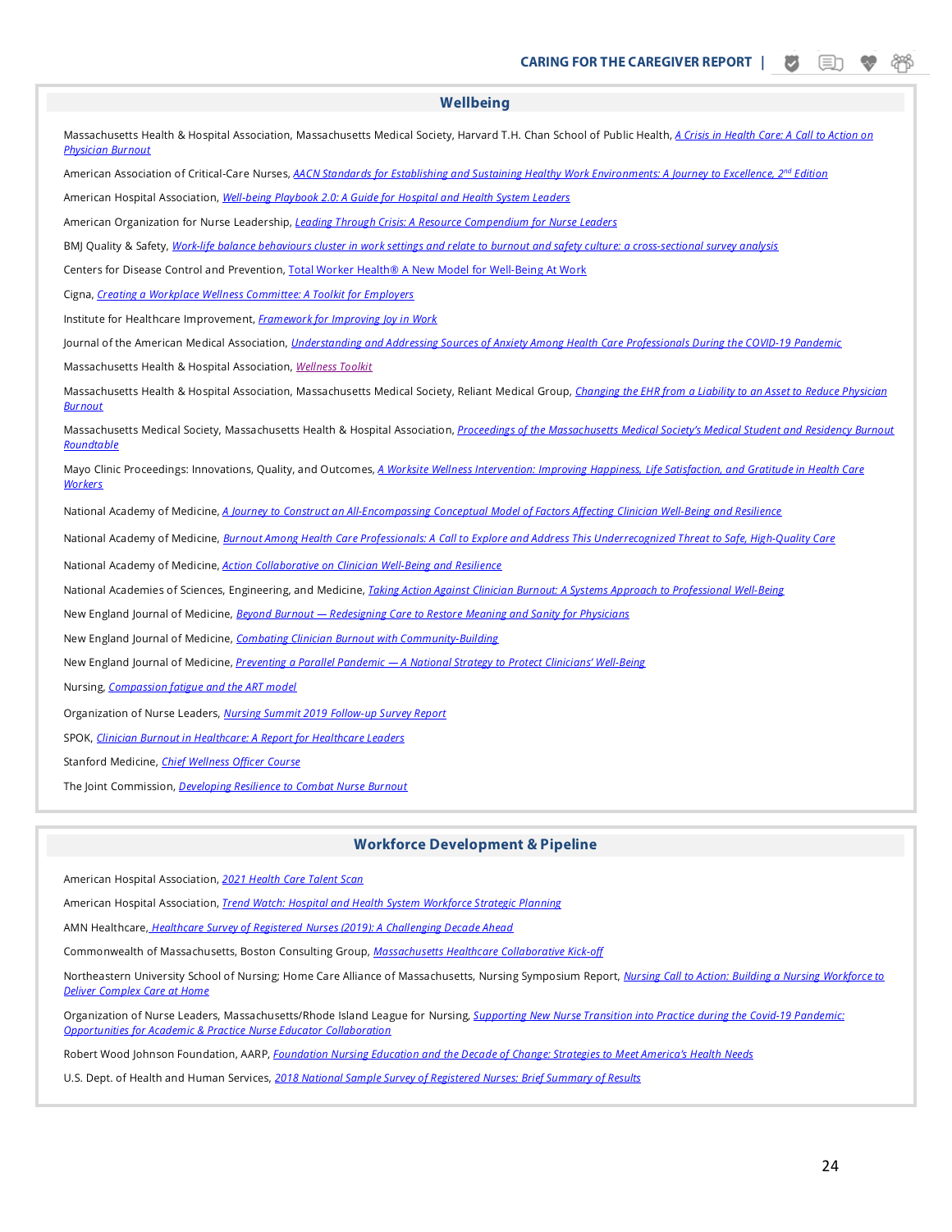## Wellbeing

Massachusetts Health & Hospital Association, Massachusetts Medical Society, Harvard T.H. Chan School of Public Health, *A Crisis in Health Care: A Call to Action on Physician Burnout*

American Association of Critical-Care Nurses, *AACN Standards for Establishing and Sustaining Healthy Work Environments: A Journey to Excellence, 2nd Edition*

American Hospital Association, *Well-being Playbook 2.0: A Guide for Hospital and Health System Leaders*

American Organization for Nurse Leadership, *Leading Through Crisis: A Resource Compendium for Nurse Leaders*

BMJ Quality & Safety, *Work-life balance behaviours cluster in work settings and relate to burnout and safety culture: a cross-sectional survey analysis*

Centers for Disease Control and Prevention, Total Worker Health® A New Model for Well-Being At Work

Cigna, *Creating a Workplace Wellness Committee: A Toolkit for Employers*

Institute for Healthcare Improvement, *Framework for Improving Joy in Work*

Journal of the American Medical Association, *Understanding and Addressing Sources of Anxiety Among Health Care Professionals During the COVID-19 Pandemic*

Massachusetts Health & Hospital Association, *Wellness Toolkit*

Massachusetts Health & Hospital Association, Massachusetts Medical Society, Reliant Medical Group, *Changing the EHR from a Liability to an Asset to Reduce Physician Burnout*

Massachusetts Medical Society, Massachusetts Health & Hospital Association, *Proceedings of the Massachusetts Medical Society's Medical Student and Residency Burnout Roundtable*

Mayo Clinic Proceedings: Innovations, Quality, and Outcomes, *A Worksite Wellness Intervention: Improving Happiness, Life Satisfaction, and Gratitude in Health Care Workers*

National Academy of Medicine, *A Journey to Construct an All-Encompassing Conceptual Model of Factors Affecting Clinician Well-Being and Resilience*

National Academy of Medicine, *Burnout Among Health Care Professionals: A Call to Explore and Address This Underrecognized Threat to Safe, High-Quality Care*

National Academy of Medicine, *Action Collaborative on Clinician Well-Being and Resilience*

National Academies of Sciences, Engineering, and Medicine, *Taking Action Against Clinician Burnout: A Systems Approach to Professional Well-Being*

New England Journal of Medicine, *Beyond Burnout — Redesigning Care to Restore Meaning and Sanity for Physicians*

New England Journal of Medicine, *Combating Clinician Burnout with Community-Building*

New England Journal of Medicine, *Preventing a Parallel Pandemic — A National Strategy to Protect Clinicians' Well-Being*

Nursing, *Compassion fatigue and the ART model*

Organization of Nurse Leaders, *Nursing Summit 2019 Follow-up Survey Report*

SPOK, *Clinician Burnout in Healthcare: A Report for Healthcare Leaders*

Stanford Medicine, *Chief Wellness Officer Course*

The Joint Commission, *Developing Resilience to Combat Nurse Burnout*

## Workforce Development & Pipeline

American Hospital Association, *2021 Health Care Talent Scan*

American Hospital Association, *Trend Watch: Hospital and Health System Workforce Strategic Planning*

AMN Healthcare, *Healthcare Survey of Registered Nurses (2019): A Challenging Decade Ahead*

Commonwealth of Massachusetts, Boston Consulting Group, *Massachusetts Healthcare Collaborative Kick-off*

Northeastern University School of Nursing; Home Care Alliance of Massachusetts, Nursing Symposium Report, *Nursing Call to Action: Building a Nursing Workforce to Deliver Complex Care at Home*

Organization of Nurse Leaders, Massachusetts/Rhode Island League for Nursing, *Supporting New Nurse Transition into Practice during the Covid-19 Pandemic: Opportunities for Academic & Practice Nurse Educator Collaboration*

Robert Wood Johnson Foundation, AARP, *Foundation Nursing Education and the Decade of Change: Strategies to Meet America's Health Needs*

U.S. Dept. of Health and Human Services, *2018 National Sample Survey of Registered Nurses: Brief Summary of Results*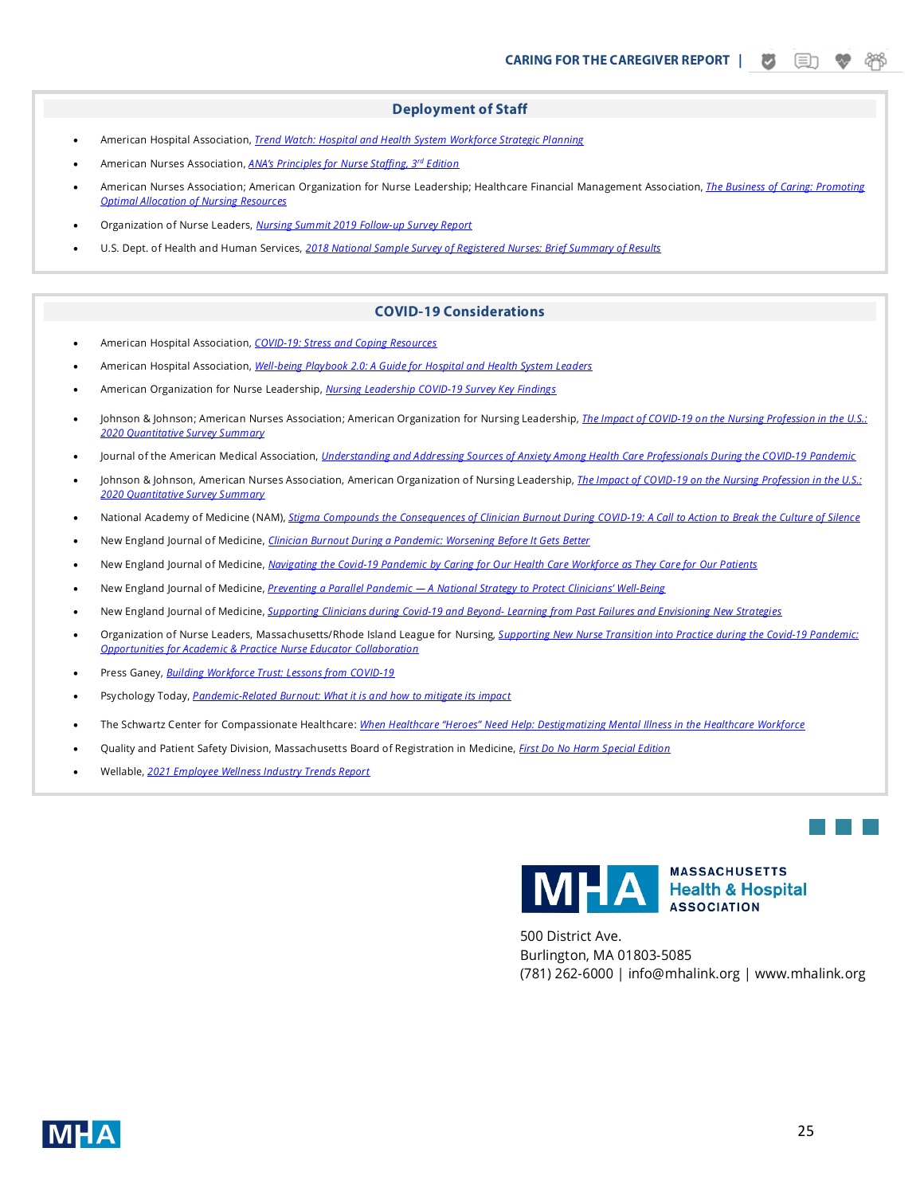## Deployment of Staff

- American Hospital Association, *Trend Watch: Hospital and Health System Workforce Strategic Planning*
- American Nurses Association, *ANA's Principles for Nurse Staffing, 3rd Edition*
- American Nurses Association; American Organization for Nurse Leadership; Healthcare Financial Management Association, *The Business of Caring: Promoting Optimal Allocation of Nursing Resources*
- Organization of Nurse Leaders, *Nursing Summit 2019 Follow-up Survey Report*
- U.S. Dept. of Health and Human Services, *2018 National Sample Survey of Registered Nurses: Brief Summary of Results*

## COVID-19 Considerations

- American Hospital Association, *COVID-19: Stress and Coping Resources*
- American Hospital Association, *Well-being Playbook 2.0: A Guide for Hospital and Health System Leaders*
- American Organization for Nurse Leadership, *Nursing Leadership COVID-19 Survey Key Findings*
- Johnson & Johnson; American Nurses Association; American Organization for Nursing Leadership, *The Impact of COVID-19 on the Nursing Profession in the U.S.: 2020 Quantitative Survey Summary*
- Journal of the American Medical Association, *Understanding and Addressing Sources of Anxiety Among Health Care Professionals During the COVID-19 Pandemic*
- Johnson & Johnson, American Nurses Association, American Organization of Nursing Leadership, *The Impact of COVID-19 on the Nursing Profession in the U.S.: 2020 Quantitative Survey Summary*
- National Academy of Medicine (NAM), *Stigma Compounds the Consequences of Clinician Burnout During COVID-19: A Call to Action to Break the Culture of Silence*
- New England Journal of Medicine, *Clinician Burnout During a Pandemic: Worsening Before It Gets Better*
- New England Journal of Medicine, *Navigating the Covid-19 Pandemic by Caring for Our Health Care Workforce as They Care for Our Patients*
- New England Journal of Medicine, *Preventing a Parallel Pandemic — A National Strategy to Protect Clinicians' Well-Being*
- New England Journal of Medicine, *Supporting Clinicians during Covid-19 and Beyond- Learning from Past Failures and Envisioning New Strategies*
- Organization of Nurse Leaders, Massachusetts/Rhode Island League for Nursing, *Supporting New Nurse Transition into Practice during the Covid-19 Pandemic: Opportunities for Academic & Practice Nurse Educator Collaboration*
- Press Ganey, *Building Workforce Trust: Lessons from COVID-19*
- Psychology Today, *Pandemic-Related Burnout: What it is and how to mitigate its impact*
- The Schwartz Center for Compassionate Healthcare: *When Healthcare "Heroes" Need Help: Destigmatizing Mental Illness in the Healthcare Workforce*
- Quality and Patient Safety Division, Massachusetts Board of Registration in Medicine, *First Do No Harm Special Edition*
- Wellable, *2021 Employee Wellness Industry Trends Report*

MHA MASSACHUSETTS Health & Hospital ASSOCIATION

500 District Ave.
Burlington, MA 01803-5085
(781) 262-6000 | info@mhalink.org | www.mhalink.org